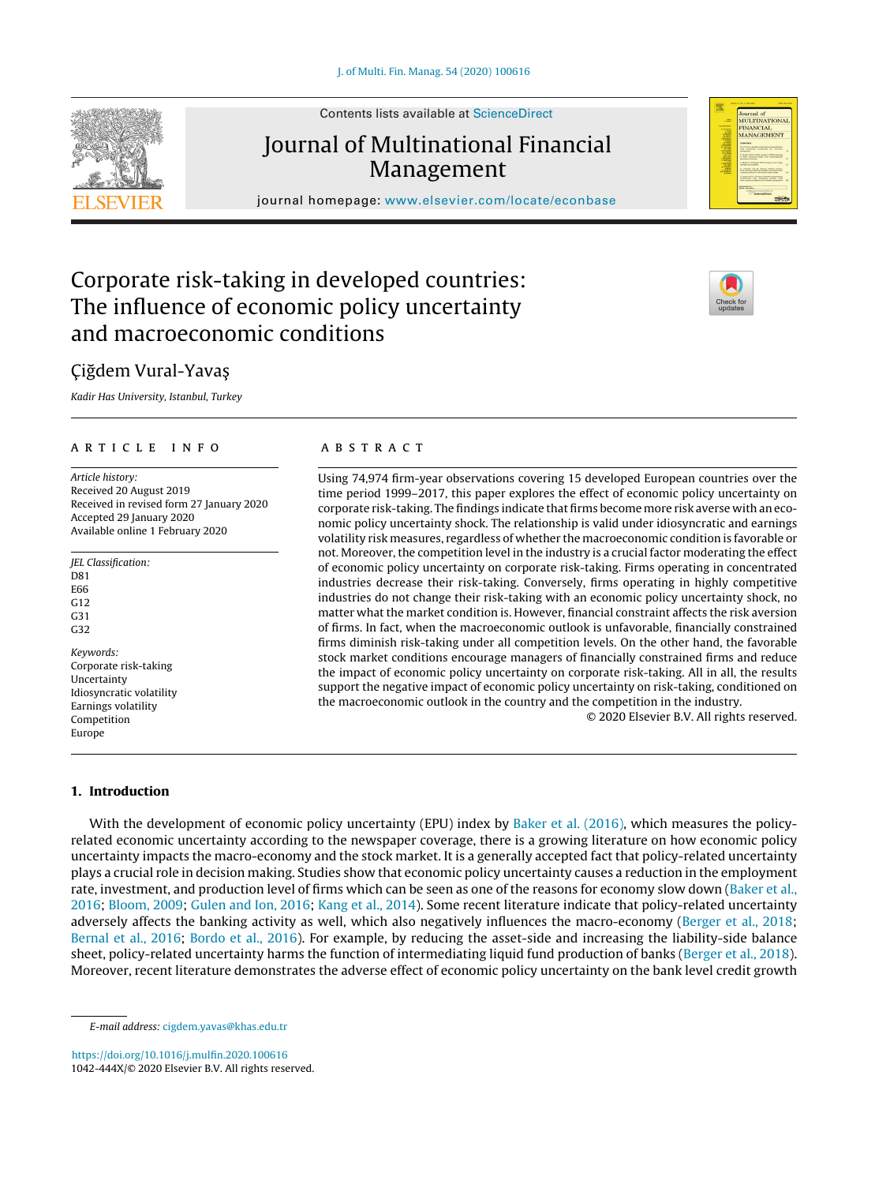# Corporate risk-taking in developed countries: The influence of economic policy uncertainty and macroeconomic conditions

Çiğdem Vural-Yavaş

*Kadir Has University, Istanbul, Turkey*

## ARTICLE INFO

*Article history:*
Received 20 August 2019
Received in revised form 27 January 2020
Accepted 29 January 2020
Available online 1 February 2020

*JEL Classification:*
D81
E66
G12
G31
G32

*Keywords:*
Corporate risk-taking
Uncertainty
Idiosyncratic volatility
Earnings volatility
Competition
Europe

## ABSTRACT

Using 74,974 firm-year observations covering 15 developed European countries over the time period 1999–2017, this paper explores the effect of economic policy uncertainty on corporate risk-taking. The findings indicate that firms become more risk averse with an economic policy uncertainty shock. The relationship is valid under idiosyncratic and earnings volatility risk measures, regardless of whether the macroeconomic condition is favorable or not. Moreover, the competition level in the industry is a crucial factor moderating the effect of economic policy uncertainty on corporate risk-taking. Firms operating in concentrated industries decrease their risk-taking. Conversely, firms operating in highly competitive industries do not change their risk-taking with an economic policy uncertainty shock, no matter what the market condition is. However, financial constraint affects the risk aversion of firms. In fact, when the macroeconomic outlook is unfavorable, financially constrained firms diminish risk-taking under all competition levels. On the other hand, the favorable stock market conditions encourage managers of financially constrained firms and reduce the impact of economic policy uncertainty on corporate risk-taking. All in all, the results support the negative impact of economic policy uncertainty on risk-taking, conditioned on the macroeconomic outlook in the country and the competition in the industry.

© 2020 Elsevier B.V. All rights reserved.

## 1. Introduction

With the development of economic policy uncertainty (EPU) index by Baker et al. (2016), which measures the policy-related economic uncertainty according to the newspaper coverage, there is a growing literature on how economic policy uncertainty impacts the macro-economy and the stock market. It is a generally accepted fact that policy-related uncertainty plays a crucial role in decision making. Studies show that economic policy uncertainty causes a reduction in the employment rate, investment, and production level of firms which can be seen as one of the reasons for economy slow down (Baker et al., 2016; Bloom, 2009; Gulen and Ion, 2016; Kang et al., 2014). Some recent literature indicate that policy-related uncertainty adversely affects the banking activity as well, which also negatively influences the macro-economy (Berger et al., 2018; Bernal et al., 2016; Bordo et al., 2016). For example, by reducing the asset-side and increasing the liability-side balance sheet, policy-related uncertainty harms the function of intermediating liquid fund production of banks (Berger et al., 2018). Moreover, recent literature demonstrates the adverse effect of economic policy uncertainty on the bank level credit growth

---

E-mail address: cigdem.yavas@khas.edu.tr

https://doi.org/10.1016/j.mulfin.2020.100616
1042-444X/© 2020 Elsevier B.V. All rights reserved.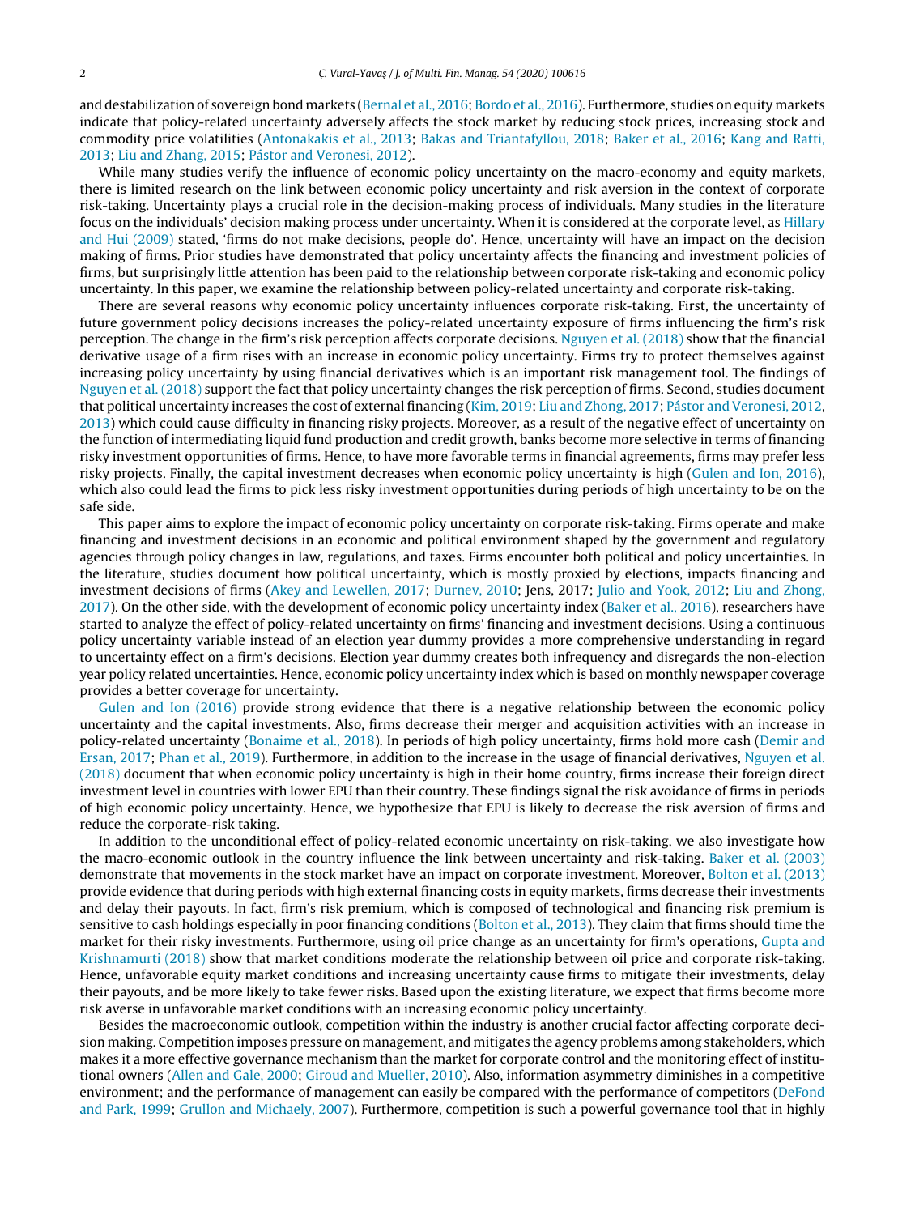and destabilization of sovereign bond markets (Bernal et al., 2016; Bordo et al., 2016). Furthermore, studies on equity markets indicate that policy-related uncertainty adversely affects the stock market by reducing stock prices, increasing stock and commodity price volatilities (Antonakakis et al., 2013; Bakas and Triantafyllou, 2018; Baker et al., 2016; Kang and Ratti, 2013; Liu and Zhang, 2015; Pástor and Veronesi, 2012).

While many studies verify the influence of economic policy uncertainty on the macro-economy and equity markets, there is limited research on the link between economic policy uncertainty and risk aversion in the context of corporate risk-taking. Uncertainty plays a crucial role in the decision-making process of individuals. Many studies in the literature focus on the individuals' decision making process under uncertainty. When it is considered at the corporate level, as Hillary and Hui (2009) stated, 'firms do not make decisions, people do'. Hence, uncertainty will have an impact on the decision making of firms. Prior studies have demonstrated that policy uncertainty affects the financing and investment policies of firms, but surprisingly little attention has been paid to the relationship between corporate risk-taking and economic policy uncertainty. In this paper, we examine the relationship between policy-related uncertainty and corporate risk-taking.

There are several reasons why economic policy uncertainty influences corporate risk-taking. First, the uncertainty of future government policy decisions increases the policy-related uncertainty exposure of firms influencing the firm's risk perception. The change in the firm's risk perception affects corporate decisions. Nguyen et al. (2018) show that the financial derivative usage of a firm rises with an increase in economic policy uncertainty. Firms try to protect themselves against increasing policy uncertainty by using financial derivatives which is an important risk management tool. The findings of Nguyen et al. (2018) support the fact that policy uncertainty changes the risk perception of firms. Second, studies document that political uncertainty increases the cost of external financing (Kim, 2019; Liu and Zhong, 2017; Pástor and Veronesi, 2012, 2013) which could cause difficulty in financing risky projects. Moreover, as a result of the negative effect of uncertainty on the function of intermediating liquid fund production and credit growth, banks become more selective in terms of financing risky investment opportunities of firms. Hence, to have more favorable terms in financial agreements, firms may prefer less risky projects. Finally, the capital investment decreases when economic policy uncertainty is high (Gulen and Ion, 2016), which also could lead the firms to pick less risky investment opportunities during periods of high uncertainty to be on the safe side.

This paper aims to explore the impact of economic policy uncertainty on corporate risk-taking. Firms operate and make financing and investment decisions in an economic and political environment shaped by the government and regulatory agencies through policy changes in law, regulations, and taxes. Firms encounter both political and policy uncertainties. In the literature, studies document how political uncertainty, which is mostly proxied by elections, impacts financing and investment decisions of firms (Akey and Lewellen, 2017; Durnev, 2010; Jens, 2017; Julio and Yook, 2012; Liu and Zhong, 2017). On the other side, with the development of economic policy uncertainty index (Baker et al., 2016), researchers have started to analyze the effect of policy-related uncertainty on firms' financing and investment decisions. Using a continuous policy uncertainty variable instead of an election year dummy provides a more comprehensive understanding in regard to uncertainty effect on a firm's decisions. Election year dummy creates both infrequency and disregards the non-election year policy related uncertainties. Hence, economic policy uncertainty index which is based on monthly newspaper coverage provides a better coverage for uncertainty.

Gulen and Ion (2016) provide strong evidence that there is a negative relationship between the economic policy uncertainty and the capital investments. Also, firms decrease their merger and acquisition activities with an increase in policy-related uncertainty (Bonaime et al., 2018). In periods of high policy uncertainty, firms hold more cash (Demir and Ersan, 2017; Phan et al., 2019). Furthermore, in addition to the increase in the usage of financial derivatives, Nguyen et al. (2018) document that when economic policy uncertainty is high in their home country, firms increase their foreign direct investment level in countries with lower EPU than their country. These findings signal the risk avoidance of firms in periods of high economic policy uncertainty. Hence, we hypothesize that EPU is likely to decrease the risk aversion of firms and reduce the corporate-risk taking.

In addition to the unconditional effect of policy-related economic uncertainty on risk-taking, we also investigate how the macro-economic outlook in the country influence the link between uncertainty and risk-taking. Baker et al. (2003) demonstrate that movements in the stock market have an impact on corporate investment. Moreover, Bolton et al. (2013) provide evidence that during periods with high external financing costs in equity markets, firms decrease their investments and delay their payouts. In fact, firm's risk premium, which is composed of technological and financing risk premium is sensitive to cash holdings especially in poor financing conditions (Bolton et al., 2013). They claim that firms should time the market for their risky investments. Furthermore, using oil price change as an uncertainty for firm's operations, Gupta and Krishnamurti (2018) show that market conditions moderate the relationship between oil price and corporate risk-taking. Hence, unfavorable equity market conditions and increasing uncertainty cause firms to mitigate their investments, delay their payouts, and be more likely to take fewer risks. Based upon the existing literature, we expect that firms become more risk averse in unfavorable market conditions with an increasing economic policy uncertainty.

Besides the macroeconomic outlook, competition within the industry is another crucial factor affecting corporate decision making. Competition imposes pressure on management, and mitigates the agency problems among stakeholders, which makes it a more effective governance mechanism than the market for corporate control and the monitoring effect of institutional owners (Allen and Gale, 2000; Giroud and Mueller, 2010). Also, information asymmetry diminishes in a competitive environment; and the performance of management can easily be compared with the performance of competitors (DeFond and Park, 1999; Grullon and Michaely, 2007). Furthermore, competition is such a powerful governance tool that in highly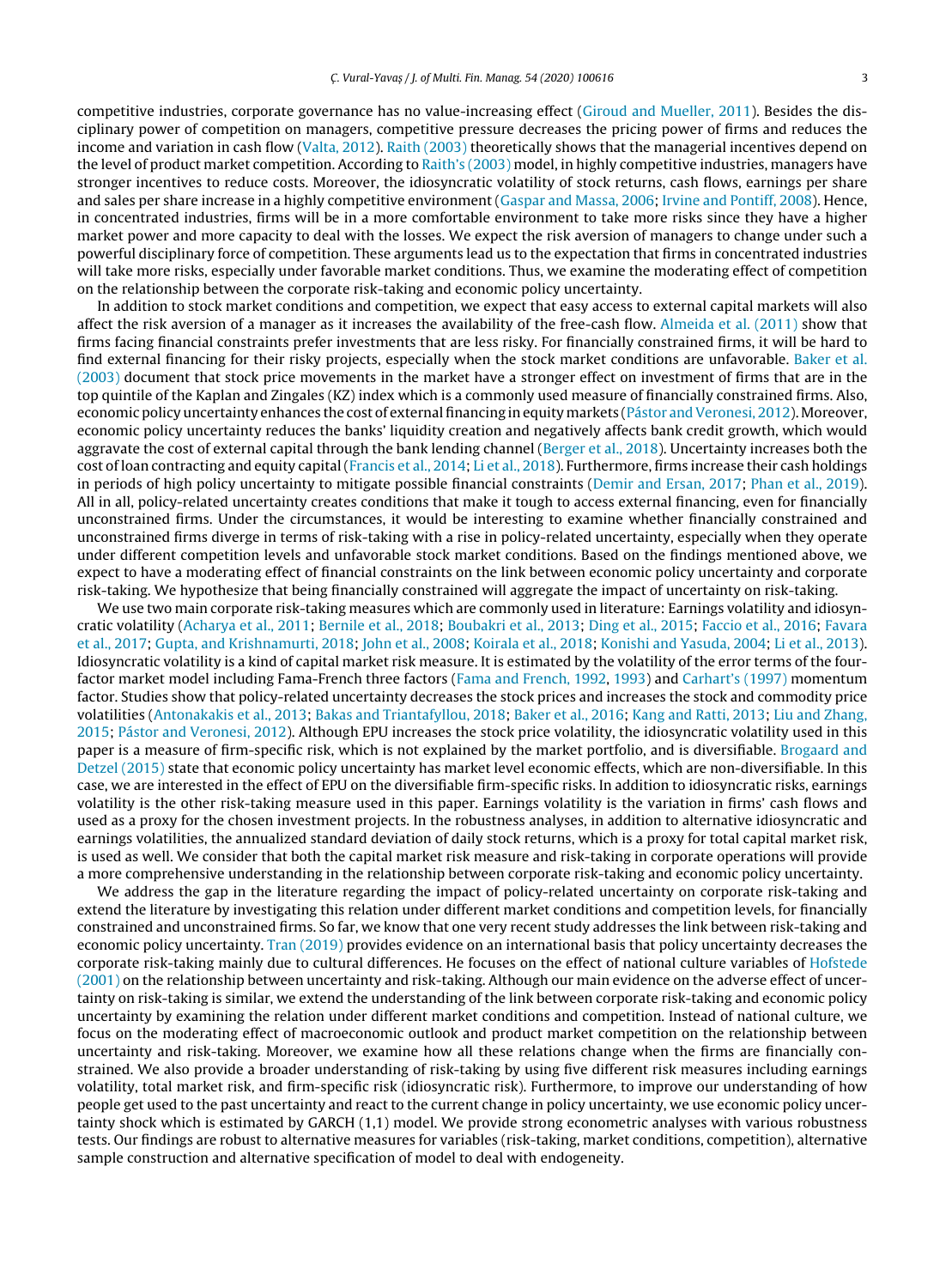competitive industries, corporate governance has no value-increasing effect (Giroud and Mueller, 2011). Besides the disciplinary power of competition on managers, competitive pressure decreases the pricing power of firms and reduces the income and variation in cash flow (Valta, 2012). Raith (2003) theoretically shows that the managerial incentives depend on the level of product market competition. According to Raith's (2003) model, in highly competitive industries, managers have stronger incentives to reduce costs. Moreover, the idiosyncratic volatility of stock returns, cash flows, earnings per share and sales per share increase in a highly competitive environment (Gaspar and Massa, 2006; Irvine and Pontiff, 2008). Hence, in concentrated industries, firms will be in a more comfortable environment to take more risks since they have a higher market power and more capacity to deal with the losses. We expect the risk aversion of managers to change under such a powerful disciplinary force of competition. These arguments lead us to the expectation that firms in concentrated industries will take more risks, especially under favorable market conditions. Thus, we examine the moderating effect of competition on the relationship between the corporate risk-taking and economic policy uncertainty.

In addition to stock market conditions and competition, we expect that easy access to external capital markets will also affect the risk aversion of a manager as it increases the availability of the free-cash flow. Almeida et al. (2011) show that firms facing financial constraints prefer investments that are less risky. For financially constrained firms, it will be hard to find external financing for their risky projects, especially when the stock market conditions are unfavorable. Baker et al. (2003) document that stock price movements in the market have a stronger effect on investment of firms that are in the top quintile of the Kaplan and Zingales (KZ) index which is a commonly used measure of financially constrained firms. Also, economic policy uncertainty enhances the cost of external financing in equity markets (Pástor and Veronesi, 2012). Moreover, economic policy uncertainty reduces the banks' liquidity creation and negatively affects bank credit growth, which would aggravate the cost of external capital through the bank lending channel (Berger et al., 2018). Uncertainty increases both the cost of loan contracting and equity capital (Francis et al., 2014; Li et al., 2018). Furthermore, firms increase their cash holdings in periods of high policy uncertainty to mitigate possible financial constraints (Demir and Ersan, 2017; Phan et al., 2019). All in all, policy-related uncertainty creates conditions that make it tough to access external financing, even for financially unconstrained firms. Under the circumstances, it would be interesting to examine whether financially constrained and unconstrained firms diverge in terms of risk-taking with a rise in policy-related uncertainty, especially when they operate under different competition levels and unfavorable stock market conditions. Based on the findings mentioned above, we expect to have a moderating effect of financial constraints on the link between economic policy uncertainty and corporate risk-taking. We hypothesize that being financially constrained will aggregate the impact of uncertainty on risk-taking.

We use two main corporate risk-taking measures which are commonly used in literature: Earnings volatility and idiosyncratic volatility (Acharya et al., 2011; Bernile et al., 2018; Boubakri et al., 2013; Ding et al., 2015; Faccio et al., 2016; Favara et al., 2017; Gupta, and Krishnamurti, 2018; John et al., 2008; Koirala et al., 2018; Konishi and Yasuda, 2004; Li et al., 2013). Idiosyncratic volatility is a kind of capital market risk measure. It is estimated by the volatility of the error terms of the four-factor market model including Fama-French three factors (Fama and French, 1992, 1993) and Carhart's (1997) momentum factor. Studies show that policy-related uncertainty decreases the stock prices and increases the stock and commodity price volatilities (Antonakakis et al., 2013; Bakas and Triantafyllou, 2018; Baker et al., 2016; Kang and Ratti, 2013; Liu and Zhang, 2015; Pástor and Veronesi, 2012). Although EPU increases the stock price volatility, the idiosyncratic volatility used in this paper is a measure of firm-specific risk, which is not explained by the market portfolio, and is diversifiable. Brogaard and Detzel (2015) state that economic policy uncertainty has market level economic effects, which are non-diversifiable. In this case, we are interested in the effect of EPU on the diversifiable firm-specific risks. In addition to idiosyncratic risks, earnings volatility is the other risk-taking measure used in this paper. Earnings volatility is the variation in firms' cash flows and used as a proxy for the chosen investment projects. In the robustness analyses, in addition to alternative idiosyncratic and earnings volatilities, the annualized standard deviation of daily stock returns, which is a proxy for total capital market risk, is used as well. We consider that both the capital market risk measure and risk-taking in corporate operations will provide a more comprehensive understanding in the relationship between corporate risk-taking and economic policy uncertainty.

We address the gap in the literature regarding the impact of policy-related uncertainty on corporate risk-taking and extend the literature by investigating this relation under different market conditions and competition levels, for financially constrained and unconstrained firms. So far, we know that one very recent study addresses the link between risk-taking and economic policy uncertainty. Tran (2019) provides evidence on an international basis that policy uncertainty decreases the corporate risk-taking mainly due to cultural differences. He focuses on the effect of national culture variables of Hofstede (2001) on the relationship between uncertainty and risk-taking. Although our main evidence on the adverse effect of uncertainty on risk-taking is similar, we extend the understanding of the link between corporate risk-taking and economic policy uncertainty by examining the relation under different market conditions and competition. Instead of national culture, we focus on the moderating effect of macroeconomic outlook and product market competition on the relationship between uncertainty and risk-taking. Moreover, we examine how all these relations change when the firms are financially constrained. We also provide a broader understanding of risk-taking by using five different risk measures including earnings volatility, total market risk, and firm-specific risk (idiosyncratic risk). Furthermore, to improve our understanding of how people get used to the past uncertainty and react to the current change in policy uncertainty, we use economic policy uncertainty shock which is estimated by GARCH (1,1) model. We provide strong econometric analyses with various robustness tests. Our findings are robust to alternative measures for variables (risk-taking, market conditions, competition), alternative sample construction and alternative specification of model to deal with endogeneity.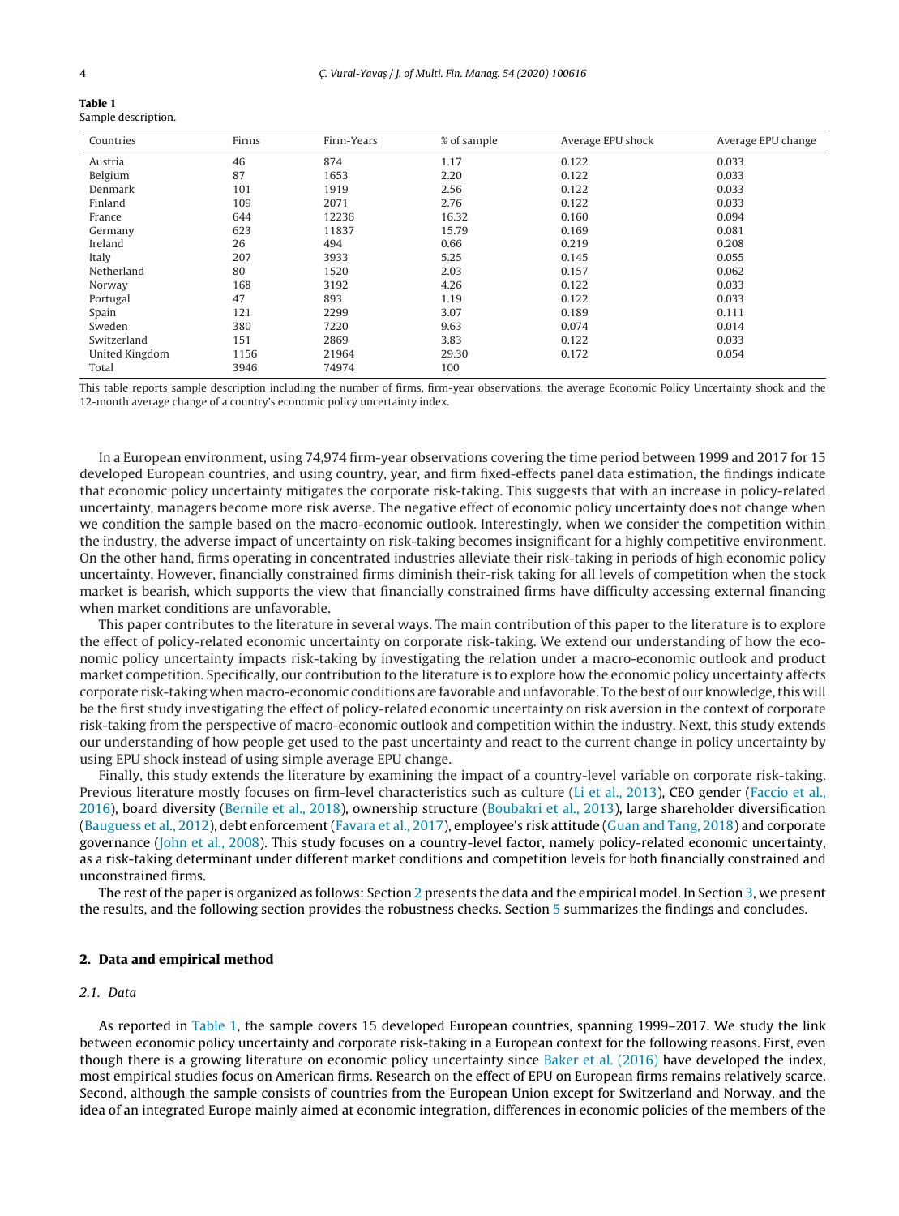**Table 1**
Sample description.

| Countries | Firms | Firm-Years | % of sample | Average EPU shock | Average EPU change |
|---|---|---|---|---|---|
| Austria | 46 | 874 | 1.17 | 0.122 | 0.033 |
| Belgium | 87 | 1653 | 2.20 | 0.122 | 0.033 |
| Denmark | 101 | 1919 | 2.56 | 0.122 | 0.033 |
| Finland | 109 | 2071 | 2.76 | 0.122 | 0.033 |
| France | 644 | 12236 | 16.32 | 0.160 | 0.094 |
| Germany | 623 | 11837 | 15.79 | 0.169 | 0.081 |
| Ireland | 26 | 494 | 0.66 | 0.219 | 0.208 |
| Italy | 207 | 3933 | 5.25 | 0.145 | 0.055 |
| Netherland | 80 | 1520 | 2.03 | 0.157 | 0.062 |
| Norway | 168 | 3192 | 4.26 | 0.122 | 0.033 |
| Portugal | 47 | 893 | 1.19 | 0.122 | 0.033 |
| Spain | 121 | 2299 | 3.07 | 0.189 | 0.111 |
| Sweden | 380 | 7220 | 9.63 | 0.074 | 0.014 |
| Switzerland | 151 | 2869 | 3.83 | 0.122 | 0.033 |
| United Kingdom | 1156 | 21964 | 29.30 | 0.172 | 0.054 |
| Total | 3946 | 74974 | 100 | | |

This table reports sample description including the number of firms, firm-year observations, the average Economic Policy Uncertainty shock and the 12-month average change of a country's economic policy uncertainty index.

In a European environment, using 74,974 firm-year observations covering the time period between 1999 and 2017 for 15 developed European countries, and using country, year, and firm fixed-effects panel data estimation, the findings indicate that economic policy uncertainty mitigates the corporate risk-taking. This suggests that with an increase in policy-related uncertainty, managers become more risk averse. The negative effect of economic policy uncertainty does not change when we condition the sample based on the macro-economic outlook. Interestingly, when we consider the competition within the industry, the adverse impact of uncertainty on risk-taking becomes insignificant for a highly competitive environment. On the other hand, firms operating in concentrated industries alleviate their risk-taking in periods of high economic policy uncertainty. However, financially constrained firms diminish their-risk taking for all levels of competition when the stock market is bearish, which supports the view that financially constrained firms have difficulty accessing external financing when market conditions are unfavorable.

This paper contributes to the literature in several ways. The main contribution of this paper to the literature is to explore the effect of policy-related economic uncertainty on corporate risk-taking. We extend our understanding of how the economic policy uncertainty impacts risk-taking by investigating the relation under a macro-economic outlook and product market competition. Specifically, our contribution to the literature is to explore how the economic policy uncertainty affects corporate risk-taking when macro-economic conditions are favorable and unfavorable. To the best of our knowledge, this will be the first study investigating the effect of policy-related economic uncertainty on risk aversion in the context of corporate risk-taking from the perspective of macro-economic outlook and competition within the industry. Next, this study extends our understanding of how people get used to the past uncertainty and react to the current change in policy uncertainty by using EPU shock instead of using simple average EPU change.

Finally, this study extends the literature by examining the impact of a country-level variable on corporate risk-taking. Previous literature mostly focuses on firm-level characteristics such as culture (Li et al., 2013), CEO gender (Faccio et al., 2016), board diversity (Bernile et al., 2018), ownership structure (Boubakri et al., 2013), large shareholder diversification (Bauguess et al., 2012), debt enforcement (Favara et al., 2017), employee's risk attitude (Guan and Tang, 2018) and corporate governance (John et al., 2008). This study focuses on a country-level factor, namely policy-related economic uncertainty, as a risk-taking determinant under different market conditions and competition levels for both financially constrained and unconstrained firms.

The rest of the paper is organized as follows: Section 2 presents the data and the empirical model. In Section 3, we present the results, and the following section provides the robustness checks. Section 5 summarizes the findings and concludes.

## 2. Data and empirical method

### 2.1. Data

As reported in Table 1, the sample covers 15 developed European countries, spanning 1999–2017. We study the link between economic policy uncertainty and corporate risk-taking in a European context for the following reasons. First, even though there is a growing literature on economic policy uncertainty since Baker et al. (2016) have developed the index, most empirical studies focus on American firms. Research on the effect of EPU on European firms remains relatively scarce. Second, although the sample consists of countries from the European Union except for Switzerland and Norway, and the idea of an integrated Europe mainly aimed at economic integration, differences in economic policies of the members of the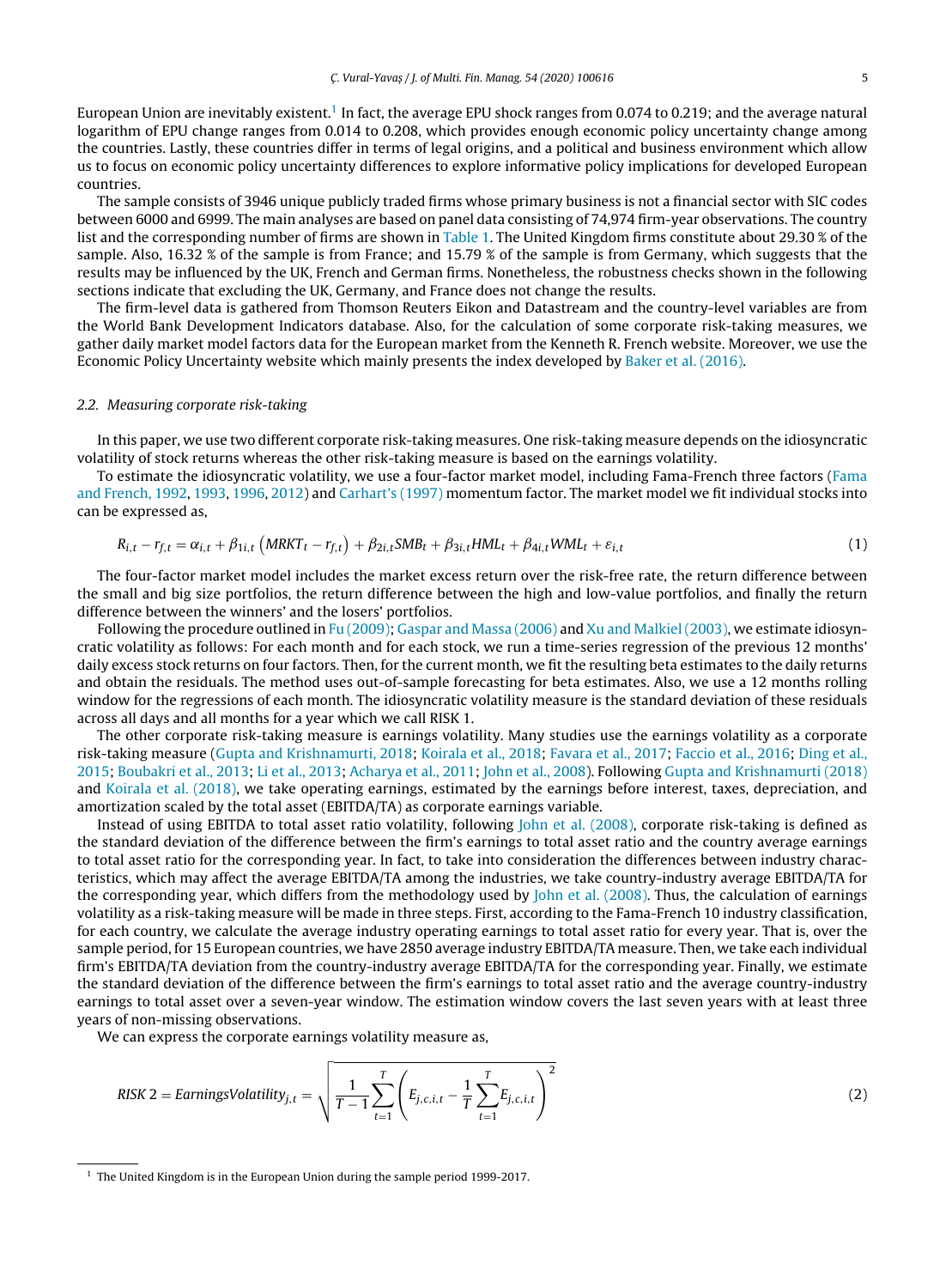European Union are inevitably existent.[1] In fact, the average EPU shock ranges from 0.074 to 0.219; and the average natural logarithm of EPU change ranges from 0.014 to 0.208, which provides enough economic policy uncertainty change among the countries. Lastly, these countries differ in terms of legal origins, and a political and business environment which allow us to focus on economic policy uncertainty differences to explore informative policy implications for developed European countries.

The sample consists of 3946 unique publicly traded firms whose primary business is not a financial sector with SIC codes between 6000 and 6999. The main analyses are based on panel data consisting of 74,974 firm-year observations. The country list and the corresponding number of firms are shown in Table 1. The United Kingdom firms constitute about 29.30 % of the sample. Also, 16.32 % of the sample is from France; and 15.79 % of the sample is from Germany, which suggests that the results may be influenced by the UK, French and German firms. Nonetheless, the robustness checks shown in the following sections indicate that excluding the UK, Germany, and France does not change the results.

The firm-level data is gathered from Thomson Reuters Eikon and Datastream and the country-level variables are from the World Bank Development Indicators database. Also, for the calculation of some corporate risk-taking measures, we gather daily market model factors data for the European market from the Kenneth R. French website. Moreover, we use the Economic Policy Uncertainty website which mainly presents the index developed by Baker et al. (2016).

### 2.2. Measuring corporate risk-taking

In this paper, we use two different corporate risk-taking measures. One risk-taking measure depends on the idiosyncratic volatility of stock returns whereas the other risk-taking measure is based on the earnings volatility.

To estimate the idiosyncratic volatility, we use a four-factor market model, including Fama-French three factors (Fama and French, 1992, 1993, 1996, 2012) and Carhart's (1997) momentum factor. The market model we fit individual stocks into can be expressed as,

$$R_{i,t} - r_{f,t} = \alpha_{i,t} + \beta_{1i,t}\left(MRKT_t - r_{f,t}\right) + \beta_{2i,t}SMB_t + \beta_{3i,t}HML_t + \beta_{4i,t}WML_t + \varepsilon_{i,t} \tag{1}$$

The four-factor market model includes the market excess return over the risk-free rate, the return difference between the small and big size portfolios, the return difference between the high and low-value portfolios, and finally the return difference between the winners' and the losers' portfolios.

Following the procedure outlined in Fu (2009); Gaspar and Massa (2006) and Xu and Malkiel (2003), we estimate idiosyncratic volatility as follows: For each month and for each stock, we run a time-series regression of the previous 12 months' daily excess stock returns on four factors. Then, for the current month, we fit the resulting beta estimates to the daily returns and obtain the residuals. The method uses out-of-sample forecasting for beta estimates. Also, we use a 12 months rolling window for the regressions of each month. The idiosyncratic volatility measure is the standard deviation of these residuals across all days and all months for a year which we call RISK 1.

The other corporate risk-taking measure is earnings volatility. Many studies use the earnings volatility as a corporate risk-taking measure (Gupta and Krishnamurti, 2018; Koirala et al., 2018; Favara et al., 2017; Faccio et al., 2016; Ding et al., 2015; Boubakri et al., 2013; Li et al., 2013; Acharya et al., 2011; John et al., 2008). Following Gupta and Krishnamurti (2018) and Koirala et al. (2018), we take operating earnings, estimated by the earnings before interest, taxes, depreciation, and amortization scaled by the total asset (EBITDA/TA) as corporate earnings variable.

Instead of using EBITDA to total asset ratio volatility, following John et al. (2008), corporate risk-taking is defined as the standard deviation of the difference between the firm's earnings to total asset ratio and the country average earnings to total asset ratio for the corresponding year. In fact, to take into consideration the differences between industry characteristics, which may affect the average EBITDA/TA among the industries, we take country-industry average EBITDA/TA for the corresponding year, which differs from the methodology used by John et al. (2008). Thus, the calculation of earnings volatility as a risk-taking measure will be made in three steps. First, according to the Fama-French 10 industry classification, for each country, we calculate the average industry operating earnings to total asset ratio for every year. That is, over the sample period, for 15 European countries, we have 2850 average industry EBITDA/TA measure. Then, we take each individual firm's EBITDA/TA deviation from the country-industry average EBITDA/TA for the corresponding year. Finally, we estimate the standard deviation of the difference between the firm's earnings to total asset ratio and the average country-industry earnings to total asset over a seven-year window. The estimation window covers the last seven years with at least three years of non-missing observations.

We can express the corporate earnings volatility measure as,

$$RISK\ 2 = EarningsVolatility_{j,t} = \sqrt{\frac{1}{T-1}\sum_{t=1}^{T}\left(E_{j,c,i,t} - \frac{1}{T}\sum_{t=1}^{T}E_{j,c,i,t}\right)^2} \tag{2}$$

[1] The United Kingdom is in the European Union during the sample period 1999-2017.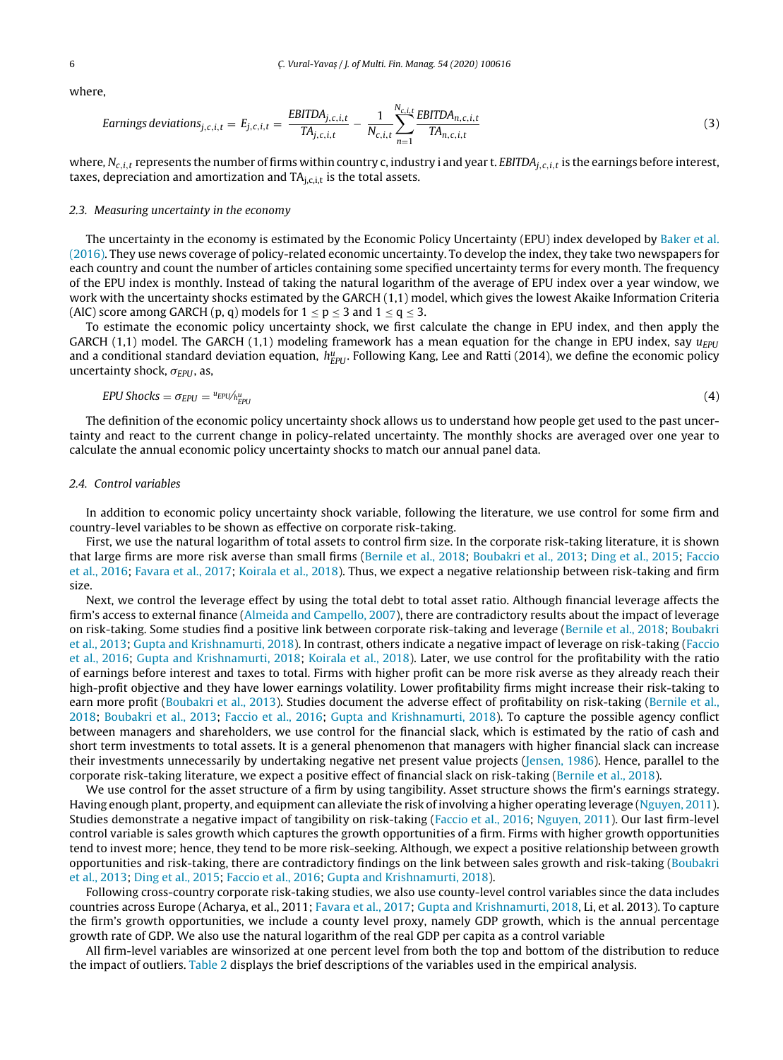where,

$$Earnings\,deviations_{j,c,i,t} = E_{j,c,i,t} = \frac{EBITDA_{j,c,i,t}}{TA_{j,c,i,t}} - \frac{1}{N_{c,i,t}}\sum_{n=1}^{N_{c,i,t}}\frac{EBITDA_{n,c,i,t}}{TA_{n,c,i,t}} \tag{3}$$

where, $N_{c,i,t}$ represents the number of firms within country c, industry i and year t. $EBITDA_{j,c,i,t}$ is the earnings before interest, taxes, depreciation and amortization and $TA_{j,c,i,t}$ is the total assets.

### 2.3. Measuring uncertainty in the economy

The uncertainty in the economy is estimated by the Economic Policy Uncertainty (EPU) index developed by Baker et al. (2016). They use news coverage of policy-related economic uncertainty. To develop the index, they take two newspapers for each country and count the number of articles containing some specified uncertainty terms for every month. The frequency of the EPU index is monthly. Instead of taking the natural logarithm of the average of EPU index over a year window, we work with the uncertainty shocks estimated by the GARCH (1,1) model, which gives the lowest Akaike Information Criteria (AIC) score among GARCH (p, q) models for $1 \leq p \leq 3$ and $1 \leq q \leq 3$.

To estimate the economic policy uncertainty shock, we first calculate the change in EPU index, and then apply the GARCH (1,1) model. The GARCH (1,1) modeling framework has a mean equation for the change in EPU index, say $u_{EPU}$ and a conditional standard deviation equation, $h^{u}_{EPU}$. Following Kang, Lee and Ratti (2014), we define the economic policy uncertainty shock, $\sigma_{EPU}$, as,

$$EPU\,Shocks = \sigma_{EPU} = {}^{u_{EPU}}/_{h^{u}_{EPU}} \tag{4}$$

The definition of the economic policy uncertainty shock allows us to understand how people get used to the past uncertainty and react to the current change in policy-related uncertainty. The monthly shocks are averaged over one year to calculate the annual economic policy uncertainty shocks to match our annual panel data.

### 2.4. Control variables

In addition to economic policy uncertainty shock variable, following the literature, we use control for some firm and country-level variables to be shown as effective on corporate risk-taking.

First, we use the natural logarithm of total assets to control firm size. In the corporate risk-taking literature, it is shown that large firms are more risk averse than small firms (Bernile et al., 2018; Boubakri et al., 2013; Ding et al., 2015; Faccio et al., 2016; Favara et al., 2017; Koirala et al., 2018). Thus, we expect a negative relationship between risk-taking and firm size.

Next, we control the leverage effect by using the total debt to total asset ratio. Although financial leverage affects the firm's access to external finance (Almeida and Campello, 2007), there are contradictory results about the impact of leverage on risk-taking. Some studies find a positive link between corporate risk-taking and leverage (Bernile et al., 2018; Boubakri et al., 2013; Gupta and Krishnamurti, 2018). In contrast, others indicate a negative impact of leverage on risk-taking (Faccio et al., 2016; Gupta and Krishnamurti, 2018; Koirala et al., 2018). Later, we use control for the profitability with the ratio of earnings before interest and taxes to total. Firms with higher profit can be more risk averse as they already reach their high-profit objective and they have lower earnings volatility. Lower profitability firms might increase their risk-taking to earn more profit (Boubakri et al., 2013). Studies document the adverse effect of profitability on risk-taking (Bernile et al., 2018; Boubakri et al., 2013; Faccio et al., 2016; Gupta and Krishnamurti, 2018). To capture the possible agency conflict between managers and shareholders, we use control for the financial slack, which is estimated by the ratio of cash and short term investments to total assets. It is a general phenomenon that managers with higher financial slack can increase their investments unnecessarily by undertaking negative net present value projects (Jensen, 1986). Hence, parallel to the corporate risk-taking literature, we expect a positive effect of financial slack on risk-taking (Bernile et al., 2018).

We use control for the asset structure of a firm by using tangibility. Asset structure shows the firm's earnings strategy. Having enough plant, property, and equipment can alleviate the risk of involving a higher operating leverage (Nguyen, 2011). Studies demonstrate a negative impact of tangibility on risk-taking (Faccio et al., 2016; Nguyen, 2011). Our last firm-level control variable is sales growth which captures the growth opportunities of a firm. Firms with higher growth opportunities tend to invest more; hence, they tend to be more risk-seeking. Although, we expect a positive relationship between growth opportunities and risk-taking, there are contradictory findings on the link between sales growth and risk-taking (Boubakri et al., 2013; Ding et al., 2015; Faccio et al., 2016; Gupta and Krishnamurti, 2018).

Following cross-country corporate risk-taking studies, we also use county-level control variables since the data includes countries across Europe (Acharya, et al., 2011; Favara et al., 2017; Gupta and Krishnamurti, 2018, Li, et al. 2013). To capture the firm's growth opportunities, we include a county level proxy, namely GDP growth, which is the annual percentage growth rate of GDP. We also use the natural logarithm of the real GDP per capita as a control variable

All firm-level variables are winsorized at one percent level from both the top and bottom of the distribution to reduce the impact of outliers. Table 2 displays the brief descriptions of the variables used in the empirical analysis.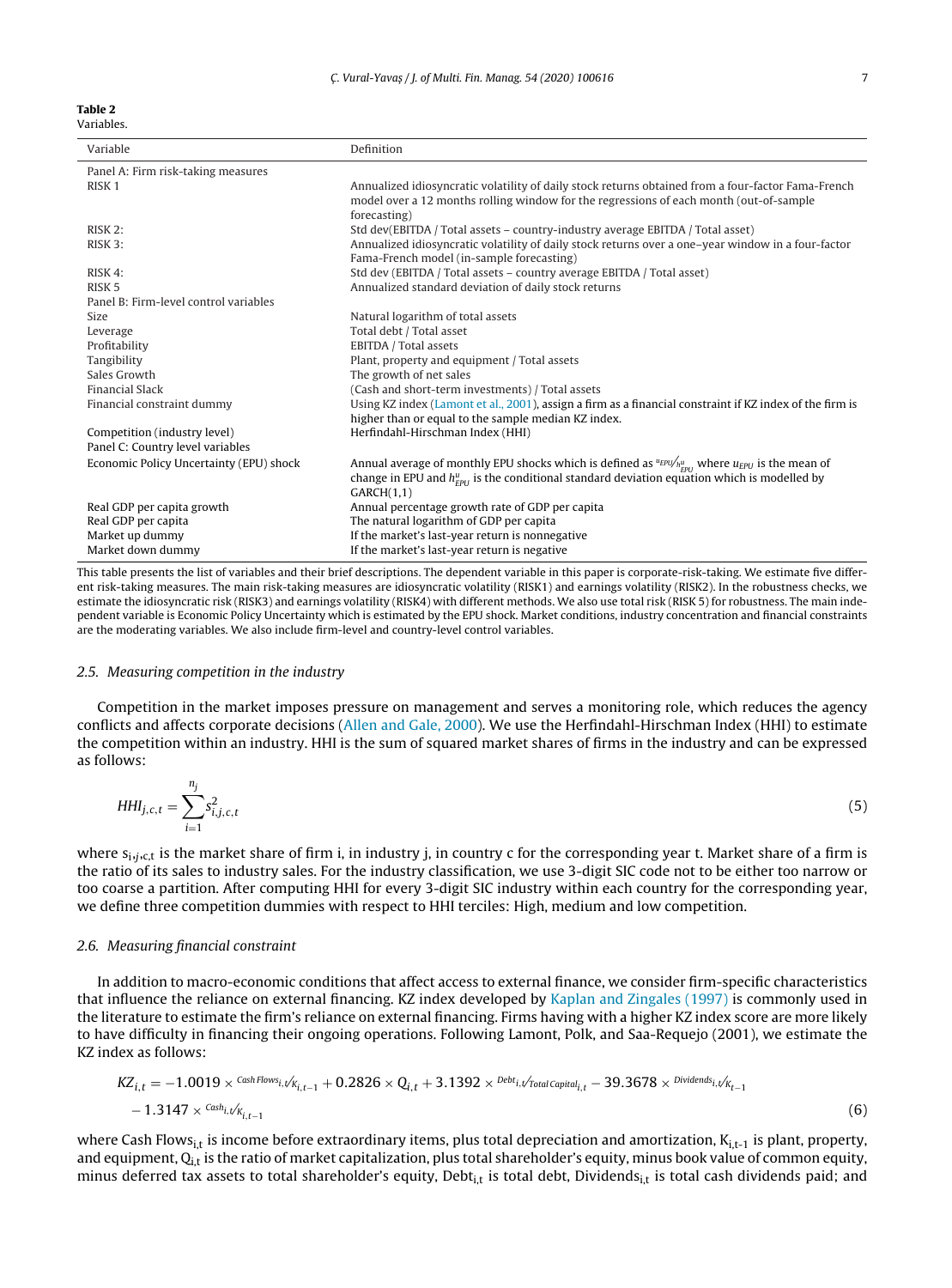**Table 2**
Variables.

| Variable | Definition |
|---|---|
| Panel A: Firm risk-taking measures | |
| RISK 1 | Annualized idiosyncratic volatility of daily stock returns obtained from a four-factor Fama-French model over a 12 months rolling window for the regressions of each month (out-of-sample forecasting) |
| RISK 2: | Std dev(EBITDA / Total assets – country-industry average EBITDA / Total asset) |
| RISK 3: | Annualized idiosyncratic volatility of daily stock returns over a one–year window in a four-factor Fama-French model (in-sample forecasting) |
| RISK 4: | Std dev (EBITDA / Total assets – country average EBITDA / Total asset) |
| RISK 5 | Annualized standard deviation of daily stock returns |
| Panel B: Firm-level control variables | |
| Size | Natural logarithm of total assets |
| Leverage | Total debt / Total asset |
| Profitability | EBITDA / Total assets |
| Tangibility | Plant, property and equipment / Total assets |
| Sales Growth | The growth of net sales |
| Financial Slack | (Cash and short-term investments) / Total assets |
| Financial constraint dummy | Using KZ index (Lamont et al., 2001), assign a firm as a financial constraint if KZ index of the firm is higher than or equal to the sample median KZ index. |
| Competition (industry level) | Herfindahl-Hirschman Index (HHI) |
| Panel C: Country level variables | |
| Economic Policy Uncertainty (EPU) shock | Annual average of monthly EPU shocks which is defined as $^{u_{EPU}}/_{h^{u}_{EPU}}$ where $u_{EPU}$ is the mean of change in EPU and $h^{u}_{EPU}$ is the conditional standard deviation equation which is modelled by GARCH(1,1) |
| Real GDP per capita growth | Annual percentage growth rate of GDP per capita |
| Real GDP per capita | The natural logarithm of GDP per capita |
| Market up dummy | If the market's last-year return is nonnegative |
| Market down dummy | If the market's last-year return is negative |

This table presents the list of variables and their brief descriptions. The dependent variable in this paper is corporate-risk-taking. We estimate five different risk-taking measures. The main risk-taking measures are idiosyncratic volatility (RISK1) and earnings volatility (RISK2). In the robustness checks, we estimate the idiosyncratic risk (RISK3) and earnings volatility (RISK4) with different methods. We also use total risk (RISK 5) for robustness. The main independent variable is Economic Policy Uncertainty which is estimated by the EPU shock. Market conditions, industry concentration and financial constraints are the moderating variables. We also include firm-level and country-level control variables.

### 2.5. Measuring competition in the industry

Competition in the market imposes pressure on management and serves a monitoring role, which reduces the agency conflicts and affects corporate decisions (Allen and Gale, 2000). We use the Herfindahl-Hirschman Index (HHI) to estimate the competition within an industry. HHI is the sum of squared market shares of firms in the industry and can be expressed as follows:

$$HHI_{j,c,t} = \sum_{i=1}^{n_j} s^2_{i,j,c,t} \tag{5}$$

where $s_{i,j,c,t}$ is the market share of firm i, in industry j, in country c for the corresponding year t. Market share of a firm is the ratio of its sales to industry sales. For the industry classification, we use 3-digit SIC code not to be either too narrow or too coarse a partition. After computing HHI for every 3-digit SIC industry within each country for the corresponding year, we define three competition dummies with respect to HHI terciles: High, medium and low competition.

### 2.6. Measuring financial constraint

In addition to macro-economic conditions that affect access to external finance, we consider firm-specific characteristics that influence the reliance on external financing. KZ index developed by Kaplan and Zingales (1997) is commonly used in the literature to estimate the firm's reliance on external financing. Firms having with a higher KZ index score are more likely to have difficulty in financing their ongoing operations. Following Lamont, Polk, and Saa-Requejo (2001), we estimate the KZ index as follows:

$$KZ_{i,t} = -1.0019 \times {}^{Cash\,Flows_{i,t}}/_{K_{i,t-1}} + 0.2826 \times Q_{i,t} + 3.1392 \times {}^{Debt_{i,t}}/_{Total\,Capital_{i,t}} - 39.3678 \times {}^{Dividends_{i,t}}/_{K_{t-1}} - 1.3147 \times {}^{Cash_{i,t}}/_{K_{i,t-1}} \tag{6}$$

where Cash $Flows_{i,t}$ is income before extraordinary items, plus total depreciation and amortization, $K_{i,t-1}$ is plant, property, and equipment, $Q_{i,t}$ is the ratio of market capitalization, plus total shareholder's equity, minus book value of common equity, minus deferred tax assets to total shareholder's equity, $Debt_{i,t}$ is total debt, $Dividends_{i,t}$ is total cash dividends paid; and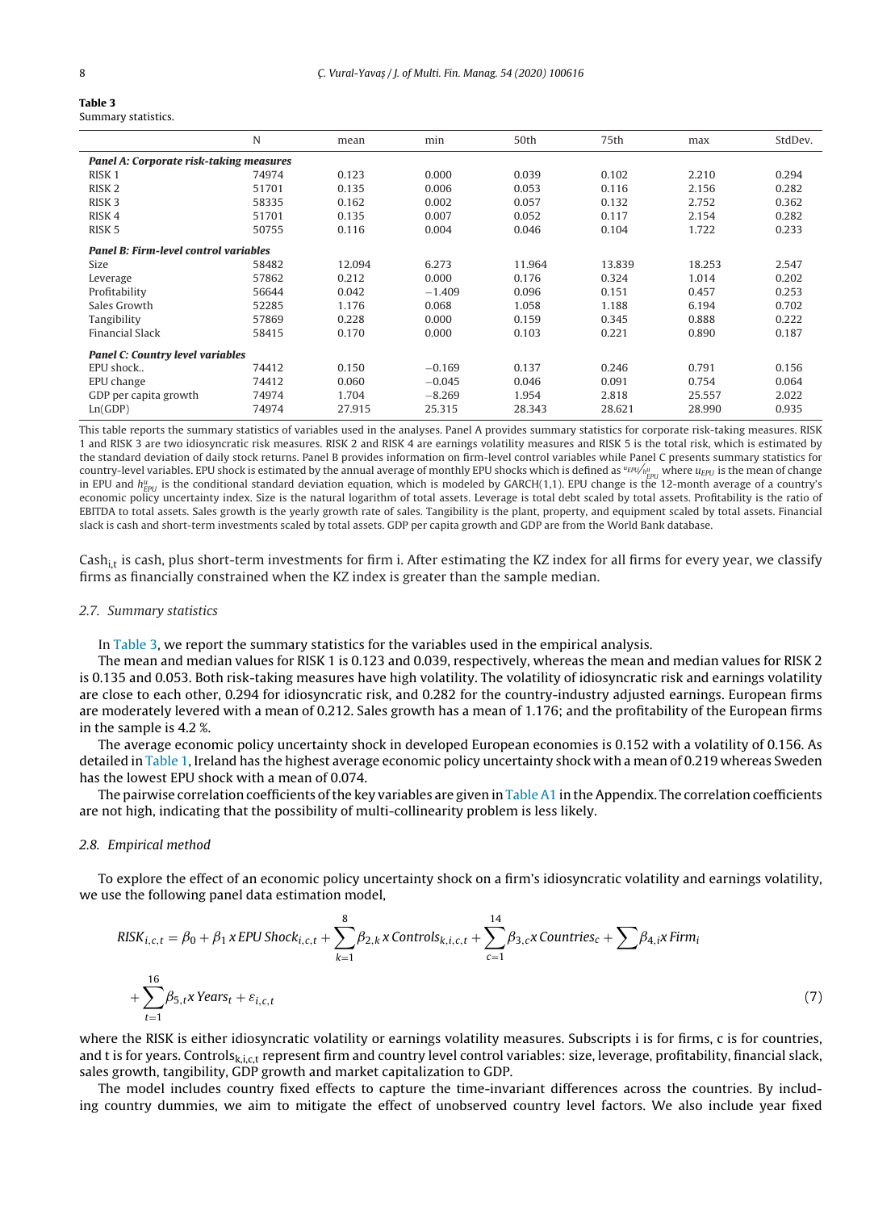**Table 3**
Summary statistics.

| | N | mean | min | 50th | 75th | max | StdDev. |
|---|---|---|---|---|---|---|---|
| ***Panel A: Corporate risk-taking measures*** | | | | | | | |
| RISK 1 | 74974 | 0.123 | 0.000 | 0.039 | 0.102 | 2.210 | 0.294 |
| RISK 2 | 51701 | 0.135 | 0.006 | 0.053 | 0.116 | 2.156 | 0.282 |
| RISK 3 | 58335 | 0.162 | 0.002 | 0.057 | 0.132 | 2.752 | 0.362 |
| RISK 4 | 51701 | 0.135 | 0.007 | 0.052 | 0.117 | 2.154 | 0.282 |
| RISK 5 | 50755 | 0.116 | 0.004 | 0.046 | 0.104 | 1.722 | 0.233 |
| ***Panel B: Firm-level control variables*** | | | | | | | |
| Size | 58482 | 12.094 | 6.273 | 11.964 | 13.839 | 18.253 | 2.547 |
| Leverage | 57862 | 0.212 | 0.000 | 0.176 | 0.324 | 1.014 | 0.202 |
| Profitability | 56644 | 0.042 | −1.409 | 0.096 | 0.151 | 0.457 | 0.253 |
| Sales Growth | 52285 | 1.176 | 0.068 | 1.058 | 1.188 | 6.194 | 0.702 |
| Tangibility | 57869 | 0.228 | 0.000 | 0.159 | 0.345 | 0.888 | 0.222 |
| Financial Slack | 58415 | 0.170 | 0.000 | 0.103 | 0.221 | 0.890 | 0.187 |
| ***Panel C: Country level variables*** | | | | | | | |
| EPU shock.. | 74412 | 0.150 | −0.169 | 0.137 | 0.246 | 0.791 | 0.156 |
| EPU change | 74412 | 0.060 | −0.045 | 0.046 | 0.091 | 0.754 | 0.064 |
| GDP per capita growth | 74974 | 1.704 | −8.269 | 1.954 | 2.818 | 25.557 | 2.022 |
| Ln(GDP) | 74974 | 27.915 | 25.315 | 28.343 | 28.621 | 28.990 | 0.935 |

This table reports the summary statistics of variables used in the analyses. Panel A provides summary statistics for corporate risk-taking measures. RISK 1 and RISK 3 are two idiosyncratic risk measures. RISK 2 and RISK 4 are earnings volatility measures and RISK 5 is the total risk, which is estimated by the standard deviation of daily stock returns. Panel B provides information on firm-level control variables while Panel C presents summary statistics for country-level variables. EPU shock is estimated by the annual average of monthly EPU shocks which is defined as $u_{EPU}/h^{u}_{EPU}$ where $u_{EPU}$ is the mean of change in EPU and $h^{u}_{EPU}$ is the conditional standard deviation equation, which is modeled by GARCH(1,1). EPU change is the 12-month average of a country's economic policy uncertainty index. Size is the natural logarithm of total assets. Leverage is total debt scaled by total assets. Profitability is the ratio of EBITDA to total assets. Sales growth is the yearly growth rate of sales. Tangibility is the plant, property, and equipment scaled by total assets. Financial slack is cash and short-term investments scaled by total assets. GDP per capita growth and GDP are from the World Bank database.

$Cash_{i,t}$ is cash, plus short-term investments for firm i. After estimating the KZ index for all firms for every year, we classify firms as financially constrained when the KZ index is greater than the sample median.

### *2.7. Summary statistics*

In Table 3, we report the summary statistics for the variables used in the empirical analysis.

The mean and median values for RISK 1 is 0.123 and 0.039, respectively, whereas the mean and median values for RISK 2 is 0.135 and 0.053. Both risk-taking measures have high volatility. The volatility of idiosyncratic risk and earnings volatility are close to each other, 0.294 for idiosyncratic risk, and 0.282 for the country-industry adjusted earnings. European firms are moderately levered with a mean of 0.212. Sales growth has a mean of 1.176; and the profitability of the European firms in the sample is 4.2 %.

The average economic policy uncertainty shock in developed European economies is 0.152 with a volatility of 0.156. As detailed in Table 1, Ireland has the highest average economic policy uncertainty shock with a mean of 0.219 whereas Sweden has the lowest EPU shock with a mean of 0.074.

The pairwise correlation coefficients of the key variables are given in Table A1 in the Appendix. The correlation coefficients are not high, indicating that the possibility of multi-collinearity problem is less likely.

### *2.8. Empirical method*

To explore the effect of an economic policy uncertainty shock on a firm's idiosyncratic volatility and earnings volatility, we use the following panel data estimation model,

$$RISK_{i,c,t} = \beta_0 + \beta_1\, x\, EPU\, Shock_{i,c,t} + \sum_{k=1}^{8}\beta_{2,k}\, x\, Controls_{k,i,c,t} + \sum_{c=1}^{14}\beta_{3,c} x\, Countries_c + \sum \beta_{4,i} x\, Firm_i + \sum_{t=1}^{16}\beta_{5,t} x\, Years_t + \varepsilon_{i,c,t} \tag{7}$$

where the RISK is either idiosyncratic volatility or earnings volatility measures. Subscripts i is for firms, c is for countries, and t is for years. $Controls_{k,i,c,t}$ represent firm and country level control variables: size, leverage, profitability, financial slack, sales growth, tangibility, GDP growth and market capitalization to GDP.

The model includes country fixed effects to capture the time-invariant differences across the countries. By including country dummies, we aim to mitigate the effect of unobserved country level factors. We also include year fixed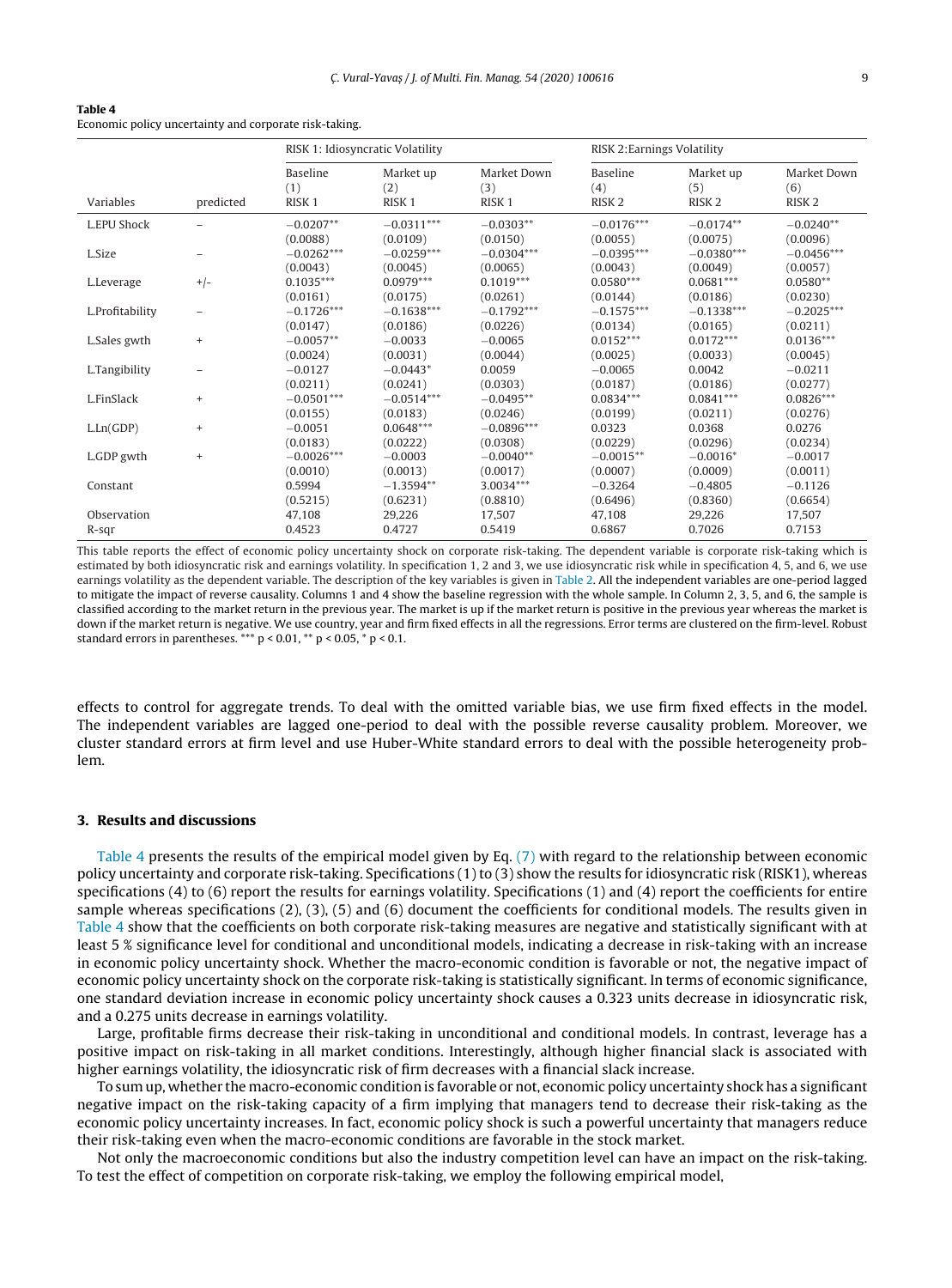**Table 4**
Economic policy uncertainty and corporate risk-taking.

| | | RISK 1: Idiosyncratic Volatility | | | RISK 2:Earnings Volatility | | |
|---|---|---|---|---|---|---|---|
| | | Baseline | Market up | Market Down | Baseline | Market up | Market Down |
| | | (1) | (2) | (3) | (4) | (5) | (6) |
| Variables | predicted | RISK 1 | RISK 1 | RISK 1 | RISK 2 | RISK 2 | RISK 2 |
| L.EPU Shock | – | −0.0207** | −0.0311*** | −0.0303** | −0.0176*** | −0.0174** | −0.0240** |
| | | (0.0088) | (0.0109) | (0.0150) | (0.0055) | (0.0075) | (0.0096) |
| L.Size | – | −0.0262*** | −0.0259*** | −0.0304*** | −0.0395*** | −0.0380*** | −0.0456*** |
| | | (0.0043) | (0.0045) | (0.0065) | (0.0043) | (0.0049) | (0.0057) |
| L.Leverage | +/- | 0.1035*** | 0.0979*** | 0.1019*** | 0.0580*** | 0.0681*** | 0.0580** |
| | | (0.0161) | (0.0175) | (0.0261) | (0.0144) | (0.0186) | (0.0230) |
| L.Profitability | – | −0.1726*** | −0.1638*** | −0.1792*** | −0.1575*** | −0.1338*** | −0.2025*** |
| | | (0.0147) | (0.0186) | (0.0226) | (0.0134) | (0.0165) | (0.0211) |
| L.Sales gwth | + | −0.0057** | −0.0033 | −0.0065 | 0.0152*** | 0.0172*** | 0.0136*** |
| | | (0.0024) | (0.0031) | (0.0044) | (0.0025) | (0.0033) | (0.0045) |
| L.Tangibility | – | −0.0127 | −0.0443* | 0.0059 | −0.0065 | 0.0042 | −0.0211 |
| | | (0.0211) | (0.0241) | (0.0303) | (0.0187) | (0.0186) | (0.0277) |
| L.FinSlack | + | −0.0501*** | −0.0514*** | −0.0495** | 0.0834*** | 0.0841*** | 0.0826*** |
| | | (0.0155) | (0.0183) | (0.0246) | (0.0199) | (0.0211) | (0.0276) |
| L.Ln(GDP) | + | −0.0051 | 0.0648*** | −0.0896*** | 0.0323 | 0.0368 | 0.0276 |
| | | (0.0183) | (0.0222) | (0.0308) | (0.0229) | (0.0296) | (0.0234) |
| L.GDP gwth | + | −0.0026*** | −0.0003 | −0.0040** | −0.0015** | −0.0016* | −0.0017 |
| | | (0.0010) | (0.0013) | (0.0017) | (0.0007) | (0.0009) | (0.0011) |
| Constant | | 0.5994 | −1.3594** | 3.0034*** | −0.3264 | −0.4805 | −0.1126 |
| | | (0.5215) | (0.6231) | (0.8810) | (0.6496) | (0.8360) | (0.6654) |
| Observation | | 47,108 | 29,226 | 17,507 | 47,108 | 29,226 | 17,507 |
| R-sqr | | 0.4523 | 0.4727 | 0.5419 | 0.6867 | 0.7026 | 0.7153 |

This table reports the effect of economic policy uncertainty shock on corporate risk-taking. The dependent variable is corporate risk-taking which is estimated by both idiosyncratic risk and earnings volatility. In specification 1, 2 and 3, we use idiosyncratic risk while in specification 4, 5, and 6, we use earnings volatility as the dependent variable. The description of the key variables is given in Table 2. All the independent variables are one-period lagged to mitigate the impact of reverse causality. Columns 1 and 4 show the baseline regression with the whole sample. In Column 2, 3, 5, and 6, the sample is classified according to the market return in the previous year. The market is up if the market return is positive in the previous year whereas the market is down if the market return is negative. We use country, year and firm fixed effects in all the regressions. Error terms are clustered on the firm-level. Robust standard errors in parentheses. *** $p < 0.01$, ** $p < 0.05$, * $p < 0.1$.

effects to control for aggregate trends. To deal with the omitted variable bias, we use firm fixed effects in the model. The independent variables are lagged one-period to deal with the possible reverse causality problem. Moreover, we cluster standard errors at firm level and use Huber-White standard errors to deal with the possible heterogeneity problem.

## 3. Results and discussions

Table 4 presents the results of the empirical model given by Eq. (7) with regard to the relationship between economic policy uncertainty and corporate risk-taking. Specifications (1) to (3) show the results for idiosyncratic risk (RISK1), whereas specifications (4) to (6) report the results for earnings volatility. Specifications (1) and (4) report the coefficients for entire sample whereas specifications (2), (3), (5) and (6) document the coefficients for conditional models. The results given in Table 4 show that the coefficients on both corporate risk-taking measures are negative and statistically significant with at least 5 % significance level for conditional and unconditional models, indicating a decrease in risk-taking with an increase in economic policy uncertainty shock. Whether the macro-economic condition is favorable or not, the negative impact of economic policy uncertainty shock on the corporate risk-taking is statistically significant. In terms of economic significance, one standard deviation increase in economic policy uncertainty shock causes a 0.323 units decrease in idiosyncratic risk, and a 0.275 units decrease in earnings volatility.

Large, profitable firms decrease their risk-taking in unconditional and conditional models. In contrast, leverage has a positive impact on risk-taking in all market conditions. Interestingly, although higher financial slack is associated with higher earnings volatility, the idiosyncratic risk of firm decreases with a financial slack increase.

To sum up, whether the macro-economic condition is favorable or not, economic policy uncertainty shock has a significant negative impact on the risk-taking capacity of a firm implying that managers tend to decrease their risk-taking as the economic policy uncertainty increases. In fact, economic policy shock is such a powerful uncertainty that managers reduce their risk-taking even when the macro-economic conditions are favorable in the stock market.

Not only the macroeconomic conditions but also the industry competition level can have an impact on the risk-taking. To test the effect of competition on corporate risk-taking, we employ the following empirical model,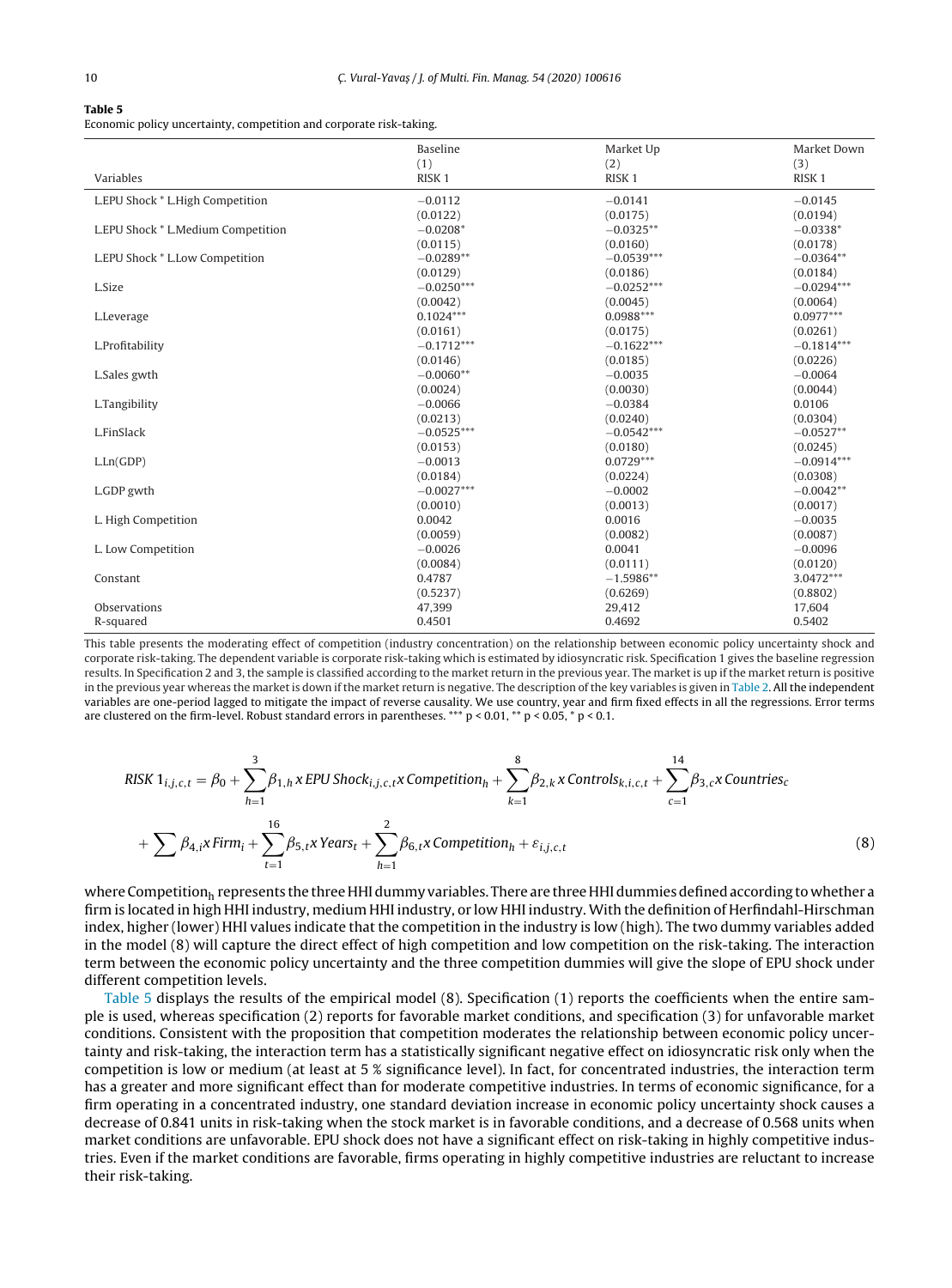**Table 5**

Economic policy uncertainty, competition and corporate risk-taking.

| Variables | Baseline (1) RISK 1 | Market Up (2) RISK 1 | Market Down (3) RISK 1 |
|---|---|---|---|
| L.EPU Shock * L.High Competition | −0.0112 | −0.0141 | −0.0145 |
| | (0.0122) | (0.0175) | (0.0194) |
| L.EPU Shock * L.Medium Competition | −0.0208* | −0.0325** | −0.0338* |
| | (0.0115) | (0.0160) | (0.0178) |
| L.EPU Shock * L.Low Competition | −0.0289** | −0.0539*** | −0.0364** |
| | (0.0129) | (0.0186) | (0.0184) |
| L.Size | −0.0250*** | −0.0252*** | −0.0294*** |
| | (0.0042) | (0.0045) | (0.0064) |
| L.Leverage | 0.1024*** | 0.0988*** | 0.0977*** |
| | (0.0161) | (0.0175) | (0.0261) |
| L.Profitability | −0.1712*** | −0.1622*** | −0.1814*** |
| | (0.0146) | (0.0185) | (0.0226) |
| L.Sales gwth | −0.0060** | −0.0035 | −0.0064 |
| | (0.0024) | (0.0030) | (0.0044) |
| L.Tangibility | −0.0066 | −0.0384 | 0.0106 |
| | (0.0213) | (0.0240) | (0.0304) |
| L.FinSlack | −0.0525*** | −0.0542*** | −0.0527** |
| | (0.0153) | (0.0180) | (0.0245) |
| L.Ln(GDP) | −0.0013 | 0.0729*** | −0.0914*** |
| | (0.0184) | (0.0224) | (0.0308) |
| L.GDP gwth | −0.0027*** | −0.0002 | −0.0042** |
| | (0.0010) | (0.0013) | (0.0017) |
| L. High Competition | 0.0042 | 0.0016 | −0.0035 |
| | (0.0059) | (0.0082) | (0.0087) |
| L. Low Competition | −0.0026 | 0.0041 | −0.0096 |
| | (0.0084) | (0.0111) | (0.0120) |
| Constant | 0.4787 | −1.5986** | 3.0472*** |
| | (0.5237) | (0.6269) | (0.8802) |
| Observations | 47,399 | 29,412 | 17,604 |
| R-squared | 0.4501 | 0.4692 | 0.5402 |

This table presents the moderating effect of competition (industry concentration) on the relationship between economic policy uncertainty shock and corporate risk-taking. The dependent variable is corporate risk-taking which is estimated by idiosyncratic risk. Specification 1 gives the baseline regression results. In Specification 2 and 3, the sample is classified according to the market return in the previous year. The market is up if the market return is positive in the previous year whereas the market is down if the market return is negative. The description of the key variables is given in Table 2. All the independent variables are one-period lagged to mitigate the impact of reverse causality. We use country, year and firm fixed effects in all the regressions. Error terms are clustered on the firm-level. Robust standard errors in parentheses. *** p < 0.01, ** p < 0.05, * p < 0.1.

$$RISK\ 1_{i,j,c,t} = \beta_0 + \sum_{h=1}^{3}\beta_{1,h}\, x\, EPU\, Shock_{i,j,c,t}\, x\, Competition_h + \sum_{k=1}^{8}\beta_{2,k}\, x\, Controls_{k,i,c,t} + \sum_{c=1}^{14}\beta_{3,c}\, x\, Countries_c + \sum \beta_{4,i}\, x\, Firm_i + \sum_{t=1}^{16}\beta_{5,t}\, x\, Years_t + \sum_{h=1}^{2}\beta_{6,t}\, x\, Competition_h + \varepsilon_{i,j,c,t} \tag{8}$$

where $Competition_h$ represents the three HHI dummy variables. There are three HHI dummies defined according to whether a firm is located in high HHI industry, medium HHI industry, or low HHI industry. With the definition of Herfindahl-Hirschman index, higher (lower) HHI values indicate that the competition in the industry is low (high). The two dummy variables added in the model (8) will capture the direct effect of high competition and low competition on the risk-taking. The interaction term between the economic policy uncertainty and the three competition dummies will give the slope of EPU shock under different competition levels.

Table 5 displays the results of the empirical model (8). Specification (1) reports the coefficients when the entire sample is used, whereas specification (2) reports for favorable market conditions, and specification (3) for unfavorable market conditions. Consistent with the proposition that competition moderates the relationship between economic policy uncertainty and risk-taking, the interaction term has a statistically significant negative effect on idiosyncratic risk only when the competition is low or medium (at least at 5 % significance level). In fact, for concentrated industries, the interaction term has a greater and more significant effect than for moderate competitive industries. In terms of economic significance, for a firm operating in a concentrated industry, one standard deviation increase in economic policy uncertainty shock causes a decrease of 0.841 units in risk-taking when the stock market is in favorable conditions, and a decrease of 0.568 units when market conditions are unfavorable. EPU shock does not have a significant effect on risk-taking in highly competitive industries. Even if the market conditions are favorable, firms operating in highly competitive industries are reluctant to increase their risk-taking.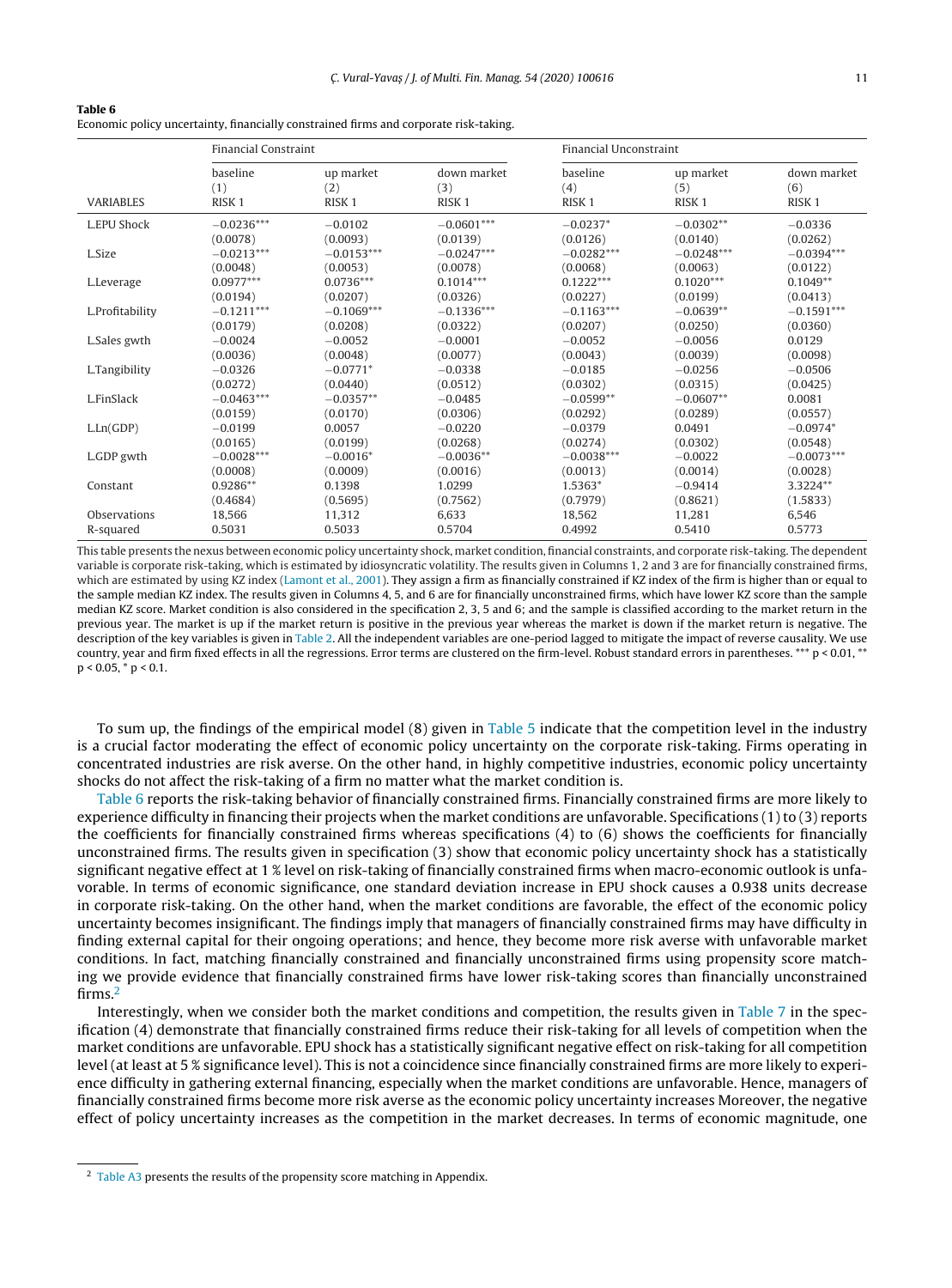**Table 6**
Economic policy uncertainty, financially constrained firms and corporate risk-taking.

| | Financial Constraint | | | Financial Unconstraint | | |
|---|---|---|---|---|---|---|
| | baseline | up market | down market | baseline | up market | down market |
| | (1) | (2) | (3) | (4) | (5) | (6) |
| VARIABLES | RISK 1 | RISK 1 | RISK 1 | RISK 1 | RISK 1 | RISK 1 |
| L.EPU Shock | −0.0236*** | −0.0102 | −0.0601*** | −0.0237* | −0.0302** | −0.0336 |
| | (0.0078) | (0.0093) | (0.0139) | (0.0126) | (0.0140) | (0.0262) |
| L.Size | −0.0213*** | −0.0153*** | −0.0247*** | −0.0282*** | −0.0248*** | −0.0394*** |
| | (0.0048) | (0.0053) | (0.0078) | (0.0068) | (0.0063) | (0.0122) |
| L.Leverage | 0.0977*** | 0.0736*** | 0.1014*** | 0.1222*** | 0.1020*** | 0.1049** |
| | (0.0194) | (0.0207) | (0.0326) | (0.0227) | (0.0199) | (0.0413) |
| L.Profitability | −0.1211*** | −0.1069*** | −0.1336*** | −0.1163*** | −0.0639** | −0.1591*** |
| | (0.0179) | (0.0208) | (0.0322) | (0.0207) | (0.0250) | (0.0360) |
| L.Sales gwth | −0.0024 | −0.0052 | −0.0001 | −0.0052 | −0.0056 | 0.0129 |
| | (0.0036) | (0.0048) | (0.0077) | (0.0043) | (0.0039) | (0.0098) |
| L.Tangibility | −0.0326 | −0.0771* | −0.0338 | −0.0185 | −0.0256 | −0.0506 |
| | (0.0272) | (0.0440) | (0.0512) | (0.0302) | (0.0315) | (0.0425) |
| L.FinSlack | −0.0463*** | −0.0357** | −0.0485 | −0.0599** | −0.0607** | 0.0081 |
| | (0.0159) | (0.0170) | (0.0306) | (0.0292) | (0.0289) | (0.0557) |
| L.Ln(GDP) | −0.0199 | 0.0057 | −0.0220 | −0.0379 | 0.0491 | −0.0974* |
| | (0.0165) | (0.0199) | (0.0268) | (0.0274) | (0.0302) | (0.0548) |
| L.GDP gwth | −0.0028*** | −0.0016* | −0.0036** | −0.0038*** | −0.0022 | −0.0073*** |
| | (0.0008) | (0.0009) | (0.0016) | (0.0013) | (0.0014) | (0.0028) |
| Constant | 0.9286** | 0.1398 | 1.0299 | 1.5363* | −0.9414 | 3.3224** |
| | (0.4684) | (0.5695) | (0.7562) | (0.7979) | (0.8621) | (1.5833) |
| Observations | 18,566 | 11,312 | 6,633 | 18,562 | 11,281 | 6,546 |
| R-squared | 0.5031 | 0.5033 | 0.5704 | 0.4992 | 0.5410 | 0.5773 |

This table presents the nexus between economic policy uncertainty shock, market condition, financial constraints, and corporate risk-taking. The dependent variable is corporate risk-taking, which is estimated by idiosyncratic volatility. The results given in Columns 1, 2 and 3 are for financially constrained firms, which are estimated by using KZ index (Lamont et al., 2001). They assign a firm as financially constrained if KZ index of the firm is higher than or equal to the sample median KZ index. The results given in Columns 4, 5, and 6 are for financially unconstrained firms, which have lower KZ score than the sample median KZ score. Market condition is also considered in the specification 2, 3, 5 and 6; and the sample is classified according to the market return in the previous year. The market is up if the market return is positive in the previous year whereas the market is down if the market return is negative. The description of the key variables is given in Table 2. All the independent variables are one-period lagged to mitigate the impact of reverse causality. We use country, year and firm fixed effects in all the regressions. Error terms are clustered on the firm-level. Robust standard errors in parentheses. *** $p < 0.01$, ** $p < 0.05$, * $p < 0.1$.

To sum up, the findings of the empirical model (8) given in Table 5 indicate that the competition level in the industry is a crucial factor moderating the effect of economic policy uncertainty on the corporate risk-taking. Firms operating in concentrated industries are risk averse. On the other hand, in highly competitive industries, economic policy uncertainty shocks do not affect the risk-taking of a firm no matter what the market condition is.

Table 6 reports the risk-taking behavior of financially constrained firms. Financially constrained firms are more likely to experience difficulty in financing their projects when the market conditions are unfavorable. Specifications (1) to (3) reports the coefficients for financially constrained firms whereas specifications (4) to (6) shows the coefficients for financially unconstrained firms. The results given in specification (3) show that economic policy uncertainty shock has a statistically significant negative effect at 1 % level on risk-taking of financially constrained firms when macro-economic outlook is unfavorable. In terms of economic significance, one standard deviation increase in EPU shock causes a 0.938 units decrease in corporate risk-taking. On the other hand, when the market conditions are favorable, the effect of the economic policy uncertainty becomes insignificant. The findings imply that managers of financially constrained firms may have difficulty in finding external capital for their ongoing operations; and hence, they become more risk averse with unfavorable market conditions. In fact, matching financially constrained and financially unconstrained firms using propensity score matching we provide evidence that financially constrained firms have lower risk-taking scores than financially unconstrained firms.[2]

Interestingly, when we consider both the market conditions and competition, the results given in Table 7 in the specification (4) demonstrate that financially constrained firms reduce their risk-taking for all levels of competition when the market conditions are unfavorable. EPU shock has a statistically significant negative effect on risk-taking for all competition level (at least at 5 % significance level). This is not a coincidence since financially constrained firms are more likely to experience difficulty in gathering external financing, especially when the market conditions are unfavorable. Hence, managers of financially constrained firms become more risk averse as the economic policy uncertainty increases Moreover, the negative effect of policy uncertainty increases as the competition in the market decreases. In terms of economic magnitude, one

[2] Table A3 presents the results of the propensity score matching in Appendix.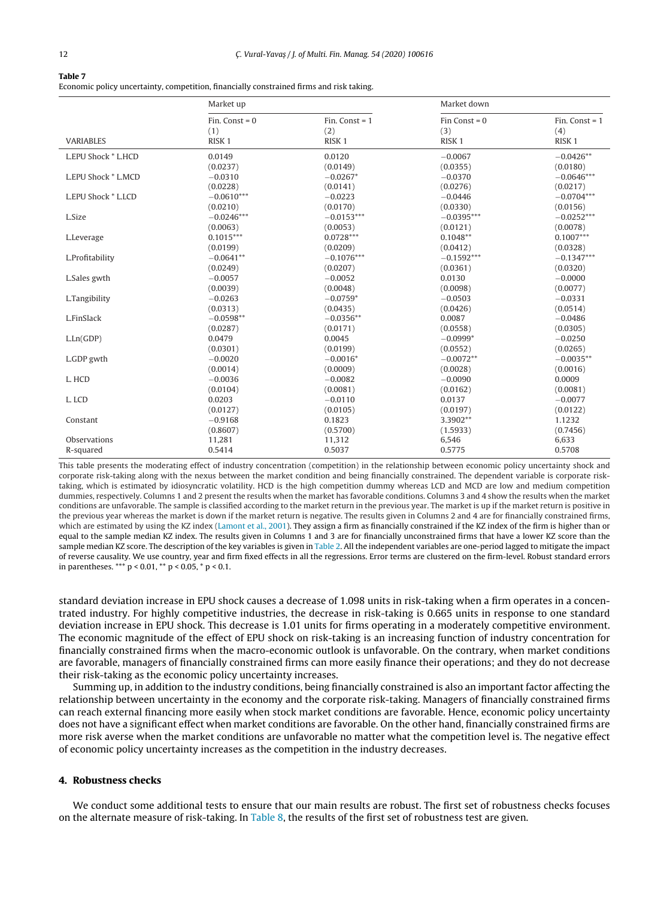**Table 7**
Economic policy uncertainty, competition, financially constrained firms and risk taking.

| | Market up | | Market down | |
|---|---|---|---|---|
| | Fin. Const = 0 | Fin. Const = 1 | Fin Const = 0 | Fin. Const = 1 |
| | (1) | (2) | (3) | (4) |
| VARIABLES | RISK 1 | RISK 1 | RISK 1 | RISK 1 |
| L.EPU Shock * L.HCD | 0.0149 | 0.0120 | −0.0067 | −0.0426** |
| | (0.0237) | (0.0149) | (0.0355) | (0.0180) |
| L.EPU Shock * L.MCD | −0.0310 | −0.0267* | −0.0370 | −0.0646*** |
| | (0.0228) | (0.0141) | (0.0276) | (0.0217) |
| L.EPU Shock * L.LCD | −0.0610*** | −0.0223 | −0.0446 | −0.0704*** |
| | (0.0210) | (0.0170) | (0.0330) | (0.0156) |
| L.Size | −0.0246*** | −0.0153*** | −0.0395*** | −0.0252*** |
| | (0.0063) | (0.0053) | (0.0121) | (0.0078) |
| L.Leverage | 0.1015*** | 0.0728*** | 0.1048** | 0.1007*** |
| | (0.0199) | (0.0209) | (0.0412) | (0.0328) |
| L.Profitability | −0.0641** | −0.1076*** | −0.1592*** | −0.1347*** |
| | (0.0249) | (0.0207) | (0.0361) | (0.0320) |
| L.Sales gwth | −0.0057 | −0.0052 | 0.0130 | −0.0000 |
| | (0.0039) | (0.0048) | (0.0098) | (0.0077) |
| L.Tangibility | −0.0263 | −0.0759* | −0.0503 | −0.0331 |
| | (0.0313) | (0.0435) | (0.0426) | (0.0514) |
| L.FinSlack | −0.0598** | −0.0356** | 0.0087 | −0.0486 |
| | (0.0287) | (0.0171) | (0.0558) | (0.0305) |
| L.Ln(GDP) | 0.0479 | 0.0045 | −0.0999* | −0.0250 |
| | (0.0301) | (0.0199) | (0.0552) | (0.0265) |
| L.GDP gwth | −0.0020 | −0.0016* | −0.0072** | −0.0035** |
| | (0.0014) | (0.0009) | (0.0028) | (0.0016) |
| L. HCD | −0.0036 | −0.0082 | −0.0090 | 0.0009 |
| | (0.0104) | (0.0081) | (0.0162) | (0.0081) |
| L. LCD | 0.0203 | −0.0110 | 0.0137 | −0.0077 |
| | (0.0127) | (0.0105) | (0.0197) | (0.0122) |
| Constant | −0.9168 | 0.1823 | 3.3902** | 1.1232 |
| | (0.8607) | (0.5700) | (1.5933) | (0.7456) |
| Observations | 11,281 | 11,312 | 6,546 | 6,633 |
| R-squared | 0.5414 | 0.5037 | 0.5775 | 0.5708 |

This table presents the moderating effect of industry concentration (competition) in the relationship between economic policy uncertainty shock and corporate risk-taking along with the nexus between the market condition and being financially constrained. The dependent variable is corporate risk-taking, which is estimated by idiosyncratic volatility. HCD is the high competition dummy whereas LCD and MCD are low and medium competition dummies, respectively. Columns 1 and 2 present the results when the market has favorable conditions. Columns 3 and 4 show the results when the market conditions are unfavorable. The sample is classified according to the market return in the previous year. The market is up if the market return is positive in the previous year whereas the market is down if the market return is negative. The results given in Columns 2 and 4 are for financially constrained firms, which are estimated by using the KZ index (Lamont et al., 2001). They assign a firm as financially constrained if the KZ index of the firm is higher than or equal to the sample median KZ index. The results given in Columns 1 and 3 are for financially unconstrained firms that have a lower KZ score than the sample median KZ score. The description of the key variables is given in Table 2. All the independent variables are one-period lagged to mitigate the impact of reverse causality. We use country, year and firm fixed effects in all the regressions. Error terms are clustered on the firm-level. Robust standard errors in parentheses. *** $p < 0.01$, ** $p < 0.05$, * $p < 0.1$.

standard deviation increase in EPU shock causes a decrease of 1.098 units in risk-taking when a firm operates in a concentrated industry. For highly competitive industries, the decrease in risk-taking is 0.665 units in response to one standard deviation increase in EPU shock. This decrease is 1.01 units for firms operating in a moderately competitive environment. The economic magnitude of the effect of EPU shock on risk-taking is an increasing function of industry concentration for financially constrained firms when the macro-economic outlook is unfavorable. On the contrary, when market conditions are favorable, managers of financially constrained firms can more easily finance their operations; and they do not decrease their risk-taking as the economic policy uncertainty increases.

Summing up, in addition to the industry conditions, being financially constrained is also an important factor affecting the relationship between uncertainty in the economy and the corporate risk-taking. Managers of financially constrained firms can reach external financing more easily when stock market conditions are favorable. Hence, economic policy uncertainty does not have a significant effect when market conditions are favorable. On the other hand, financially constrained firms are more risk averse when the market conditions are unfavorable no matter what the competition level is. The negative effect of economic policy uncertainty increases as the competition in the industry decreases.

## 4. Robustness checks

We conduct some additional tests to ensure that our main results are robust. The first set of robustness checks focuses on the alternate measure of risk-taking. In Table 8, the results of the first set of robustness test are given.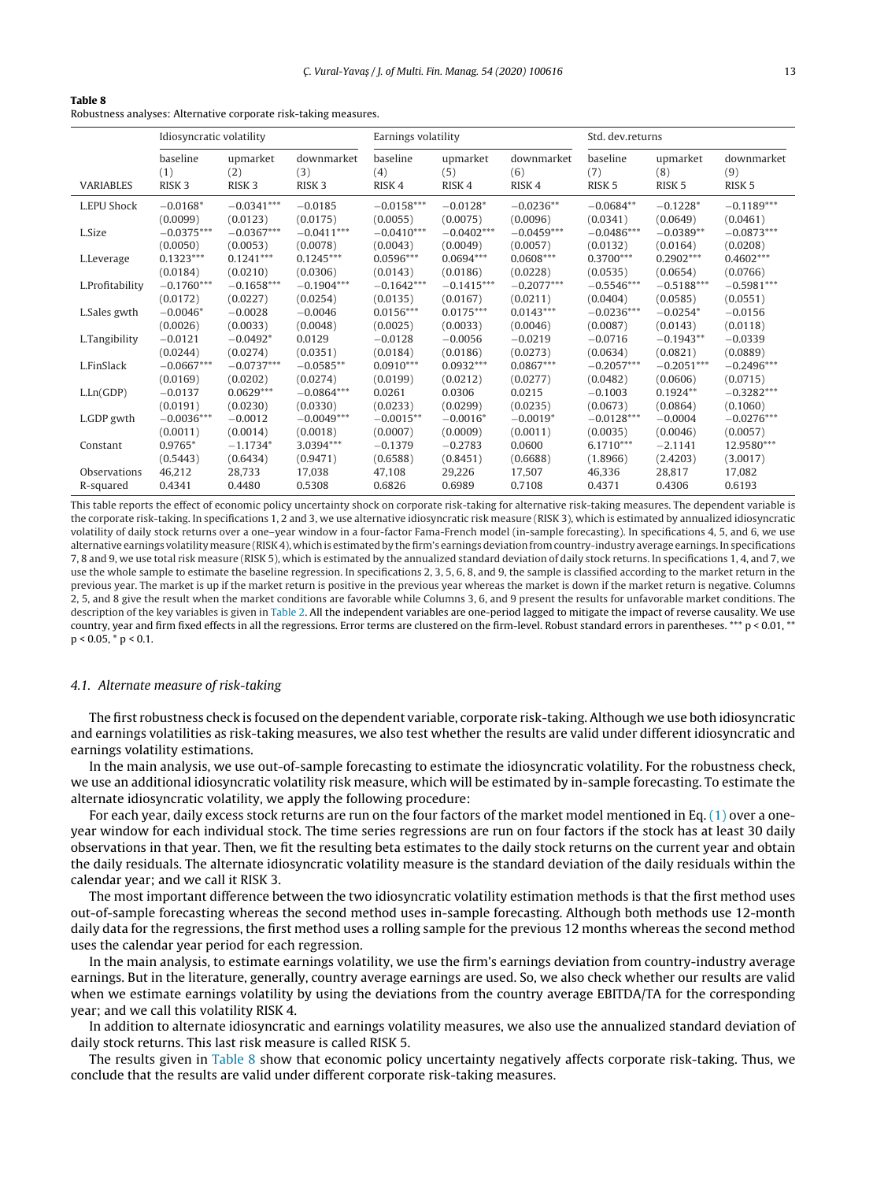**Table 8**
Robustness analyses: Alternative corporate risk-taking measures.

| | Idiosyncratic volatility | | | Earnings volatility | | | Std. dev.returns | | |
|---|---|---|---|---|---|---|---|---|---|
| | baseline | upmarket | downmarket | baseline | upmarket | downmarket | baseline | upmarket | downmarket |
| | (1) | (2) | (3) | (4) | (5) | (6) | (7) | (8) | (9) |
| VARIABLES | RISK 3 | RISK 3 | RISK 3 | RISK 4 | RISK 4 | RISK 4 | RISK 5 | RISK 5 | RISK 5 |
| L.EPU Shock | −0.0168* | −0.0341*** | −0.0185 | −0.0158*** | −0.0128* | −0.0236** | −0.0684** | −0.1228* | −0.1189*** |
| | (0.0099) | (0.0123) | (0.0175) | (0.0055) | (0.0075) | (0.0096) | (0.0341) | (0.0649) | (0.0461) |
| L.Size | −0.0375*** | −0.0367*** | −0.0411*** | −0.0410*** | −0.0402*** | −0.0459*** | −0.0486*** | −0.0389** | −0.0873*** |
| | (0.0050) | (0.0053) | (0.0078) | (0.0043) | (0.0049) | (0.0057) | (0.0132) | (0.0164) | (0.0208) |
| L.Leverage | 0.1323*** | 0.1241*** | 0.1245*** | 0.0596*** | 0.0694*** | 0.0608*** | 0.3700*** | 0.2902*** | 0.4602*** |
| | (0.0184) | (0.0210) | (0.0306) | (0.0143) | (0.0186) | (0.0228) | (0.0535) | (0.0654) | (0.0766) |
| L.Profitability | −0.1760*** | −0.1658*** | −0.1904*** | −0.1642*** | −0.1415*** | −0.2077*** | −0.5546*** | −0.5188*** | −0.5981*** |
| | (0.0172) | (0.0227) | (0.0254) | (0.0135) | (0.0167) | (0.0211) | (0.0404) | (0.0585) | (0.0551) |
| L.Sales gwth | −0.0046* | −0.0028 | −0.0046 | 0.0156*** | 0.0175*** | 0.0143*** | −0.0236*** | −0.0254* | −0.0156 |
| | (0.0026) | (0.0033) | (0.0048) | (0.0025) | (0.0033) | (0.0046) | (0.0087) | (0.0143) | (0.0118) |
| L.Tangibility | −0.0121 | −0.0492* | 0.0129 | −0.0128 | −0.0056 | −0.0219 | −0.0716 | −0.1943** | −0.0339 |
| | (0.0244) | (0.0274) | (0.0351) | (0.0184) | (0.0186) | (0.0273) | (0.0634) | (0.0821) | (0.0889) |
| L.FinSlack | −0.0667*** | −0.0737*** | −0.0585** | 0.0910*** | 0.0932*** | 0.0867*** | −0.2057*** | −0.2051*** | −0.2496*** |
| | (0.0169) | (0.0202) | (0.0274) | (0.0199) | (0.0212) | (0.0277) | (0.0482) | (0.0606) | (0.0715) |
| L.Ln(GDP) | −0.0137 | 0.0629*** | −0.0864*** | 0.0261 | 0.0306 | 0.0215 | −0.1003 | 0.1924** | −0.3282*** |
| | (0.0191) | (0.0230) | (0.0330) | (0.0233) | (0.0299) | (0.0235) | (0.0673) | (0.0864) | (0.1060) |
| L.GDP gwth | −0.0036*** | −0.0012 | −0.0049*** | −0.0015** | −0.0016* | −0.0019* | −0.0128*** | −0.0004 | −0.0276*** |
| | (0.0011) | (0.0014) | (0.0018) | (0.0007) | (0.0009) | (0.0011) | (0.0035) | (0.0046) | (0.0057) |
| Constant | 0.9765* | −1.1734* | 3.0394*** | −0.1379 | −0.2783 | 0.0600 | 6.1710*** | −2.1141 | 12.9580*** |
| | (0.5443) | (0.6434) | (0.9471) | (0.6588) | (0.8451) | (0.6688) | (1.8966) | (2.4203) | (3.0017) |
| Observations | 46,212 | 28,733 | 17,038 | 47,108 | 29,226 | 17,507 | 46,336 | 28,817 | 17,082 |
| R-squared | 0.4341 | 0.4480 | 0.5308 | 0.6826 | 0.6989 | 0.7108 | 0.4371 | 0.4306 | 0.6193 |

This table reports the effect of economic policy uncertainty shock on corporate risk-taking for alternative risk-taking measures. The dependent variable is the corporate risk-taking. In specifications 1, 2 and 3, we use alternative idiosyncratic risk measure (RISK 3), which is estimated by annualized idiosyncratic volatility of daily stock returns over a one–year window in a four-factor Fama-French model (in-sample forecasting). In specifications 4, 5, and 6, we use alternative earnings volatility measure (RISK 4), which is estimated by the firm's earnings deviation from country-industry average earnings. In specifications 7, 8 and 9, we use total risk measure (RISK 5), which is estimated by the annualized standard deviation of daily stock returns. In specifications 1, 4, and 7, we use the whole sample to estimate the baseline regression. In specifications 2, 3, 5, 6, 8, and 9, the sample is classified according to the market return in the previous year. The market is up if the market return is positive in the previous year whereas the market is down if the market return is negative. Columns 2, 5, and 8 give the result when the market conditions are favorable while Columns 3, 6, and 9 present the results for unfavorable market conditions. The description of the key variables is given in Table 2. All the independent variables are one-period lagged to mitigate the impact of reverse causality. We use country, year and firm fixed effects in all the regressions. Error terms are clustered on the firm-level. Robust standard errors in parentheses. *** $p < 0.01$, ** $p < 0.05$, * $p < 0.1$.

### 4.1. Alternate measure of risk-taking

The first robustness check is focused on the dependent variable, corporate risk-taking. Although we use both idiosyncratic and earnings volatilities as risk-taking measures, we also test whether the results are valid under different idiosyncratic and earnings volatility estimations.

In the main analysis, we use out-of-sample forecasting to estimate the idiosyncratic volatility. For the robustness check, we use an additional idiosyncratic volatility risk measure, which will be estimated by in-sample forecasting. To estimate the alternate idiosyncratic volatility, we apply the following procedure:

For each year, daily excess stock returns are run on the four factors of the market model mentioned in Eq. (1) over a one-year window for each individual stock. The time series regressions are run on four factors if the stock has at least 30 daily observations in that year. Then, we fit the resulting beta estimates to the daily stock returns on the current year and obtain the daily residuals. The alternate idiosyncratic volatility measure is the standard deviation of the daily residuals within the calendar year; and we call it RISK 3.

The most important difference between the two idiosyncratic volatility estimation methods is that the first method uses out-of-sample forecasting whereas the second method uses in-sample forecasting. Although both methods use 12-month daily data for the regressions, the first method uses a rolling sample for the previous 12 months whereas the second method uses the calendar year period for each regression.

In the main analysis, to estimate earnings volatility, we use the firm's earnings deviation from country-industry average earnings. But in the literature, generally, country average earnings are used. So, we also check whether our results are valid when we estimate earnings volatility by using the deviations from the country average EBITDA/TA for the corresponding year; and we call this volatility RISK 4.

In addition to alternate idiosyncratic and earnings volatility measures, we also use the annualized standard deviation of daily stock returns. This last risk measure is called RISK 5.

The results given in Table 8 show that economic policy uncertainty negatively affects corporate risk-taking. Thus, we conclude that the results are valid under different corporate risk-taking measures.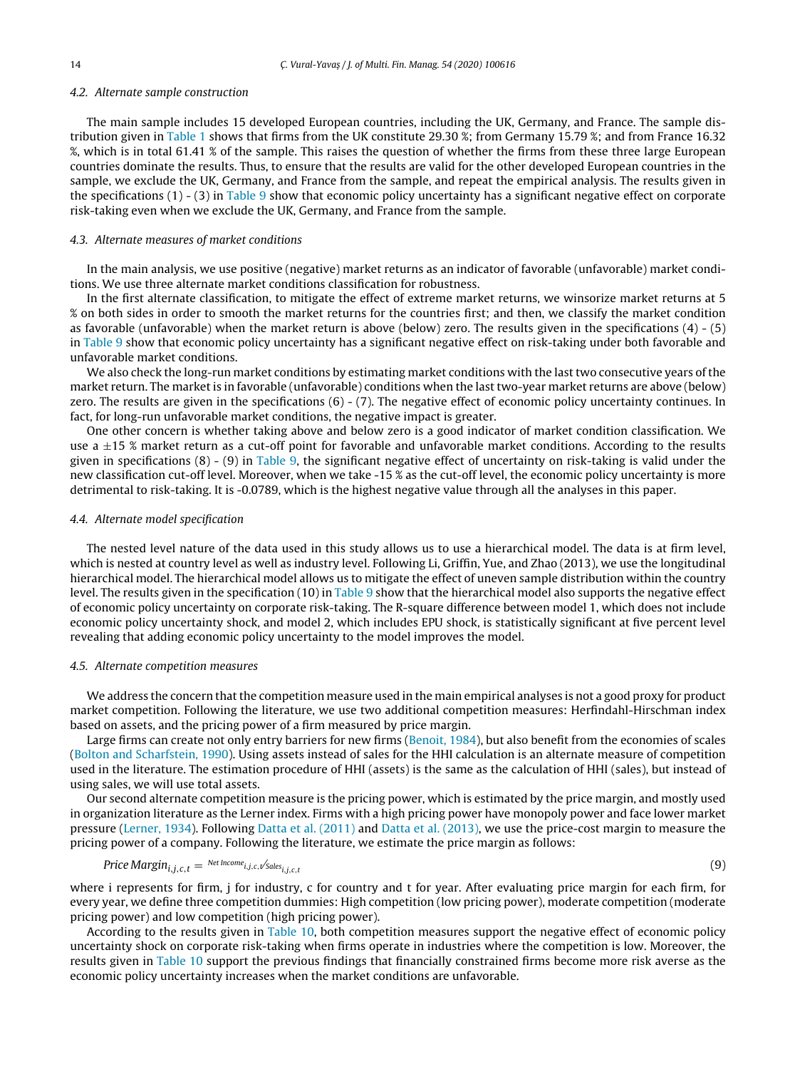### 4.2. Alternate sample construction

The main sample includes 15 developed European countries, including the UK, Germany, and France. The sample distribution given in Table 1 shows that firms from the UK constitute 29.30 %; from Germany 15.79 %; and from France 16.32 %, which is in total 61.41 % of the sample. This raises the question of whether the firms from these three large European countries dominate the results. Thus, to ensure that the results are valid for the other developed European countries in the sample, we exclude the UK, Germany, and France from the sample, and repeat the empirical analysis. The results given in the specifications (1) - (3) in Table 9 show that economic policy uncertainty has a significant negative effect on corporate risk-taking even when we exclude the UK, Germany, and France from the sample.

### 4.3. Alternate measures of market conditions

In the main analysis, we use positive (negative) market returns as an indicator of favorable (unfavorable) market conditions. We use three alternate market conditions classification for robustness.

In the first alternate classification, to mitigate the effect of extreme market returns, we winsorize market returns at 5 % on both sides in order to smooth the market returns for the countries first; and then, we classify the market condition as favorable (unfavorable) when the market return is above (below) zero. The results given in the specifications (4) - (5) in Table 9 show that economic policy uncertainty has a significant negative effect on risk-taking under both favorable and unfavorable market conditions.

We also check the long-run market conditions by estimating market conditions with the last two consecutive years of the market return. The market is in favorable (unfavorable) conditions when the last two-year market returns are above (below) zero. The results are given in the specifications (6) - (7). The negative effect of economic policy uncertainty continues. In fact, for long-run unfavorable market conditions, the negative impact is greater.

One other concern is whether taking above and below zero is a good indicator of market condition classification. We use a ±15 % market return as a cut-off point for favorable and unfavorable market conditions. According to the results given in specifications (8) - (9) in Table 9, the significant negative effect of uncertainty on risk-taking is valid under the new classification cut-off level. Moreover, when we take -15 % as the cut-off level, the economic policy uncertainty is more detrimental to risk-taking. It is -0.0789, which is the highest negative value through all the analyses in this paper.

### 4.4. Alternate model specification

The nested level nature of the data used in this study allows us to use a hierarchical model. The data is at firm level, which is nested at country level as well as industry level. Following Li, Griffin, Yue, and Zhao (2013), we use the longitudinal hierarchical model. The hierarchical model allows us to mitigate the effect of uneven sample distribution within the country level. The results given in the specification (10) in Table 9 show that the hierarchical model also supports the negative effect of economic policy uncertainty on corporate risk-taking. The R-square difference between model 1, which does not include economic policy uncertainty shock, and model 2, which includes EPU shock, is statistically significant at five percent level revealing that adding economic policy uncertainty to the model improves the model.

### 4.5. Alternate competition measures

We address the concern that the competition measure used in the main empirical analyses is not a good proxy for product market competition. Following the literature, we use two additional competition measures: Herfindahl-Hirschman index based on assets, and the pricing power of a firm measured by price margin.

Large firms can create not only entry barriers for new firms (Benoit, 1984), but also benefit from the economies of scales (Bolton and Scharfstein, 1990). Using assets instead of sales for the HHI calculation is an alternate measure of competition used in the literature. The estimation procedure of HHI (assets) is the same as the calculation of HHI (sales), but instead of using sales, we will use total assets.

Our second alternate competition measure is the pricing power, which is estimated by the price margin, and mostly used in organization literature as the Lerner index. Firms with a high pricing power have monopoly power and face lower market pressure (Lerner, 1934). Following Datta et al. (2011) and Datta et al. (2013), we use the price-cost margin to measure the pricing power of a company. Following the literature, we estimate the price margin as follows:

$$Price\,Margin_{i,j,c,t} = {}^{Net\,Income_{i,j,c,t}}\!/_{Sales_{i,j,c,t}} \quad (9)$$

where i represents for firm, j for industry, c for country and t for year. After evaluating price margin for each firm, for every year, we define three competition dummies: High competition (low pricing power), moderate competition (moderate pricing power) and low competition (high pricing power).

According to the results given in Table 10, both competition measures support the negative effect of economic policy uncertainty shock on corporate risk-taking when firms operate in industries where the competition is low. Moreover, the results given in Table 10 support the previous findings that financially constrained firms become more risk averse as the economic policy uncertainty increases when the market conditions are unfavorable.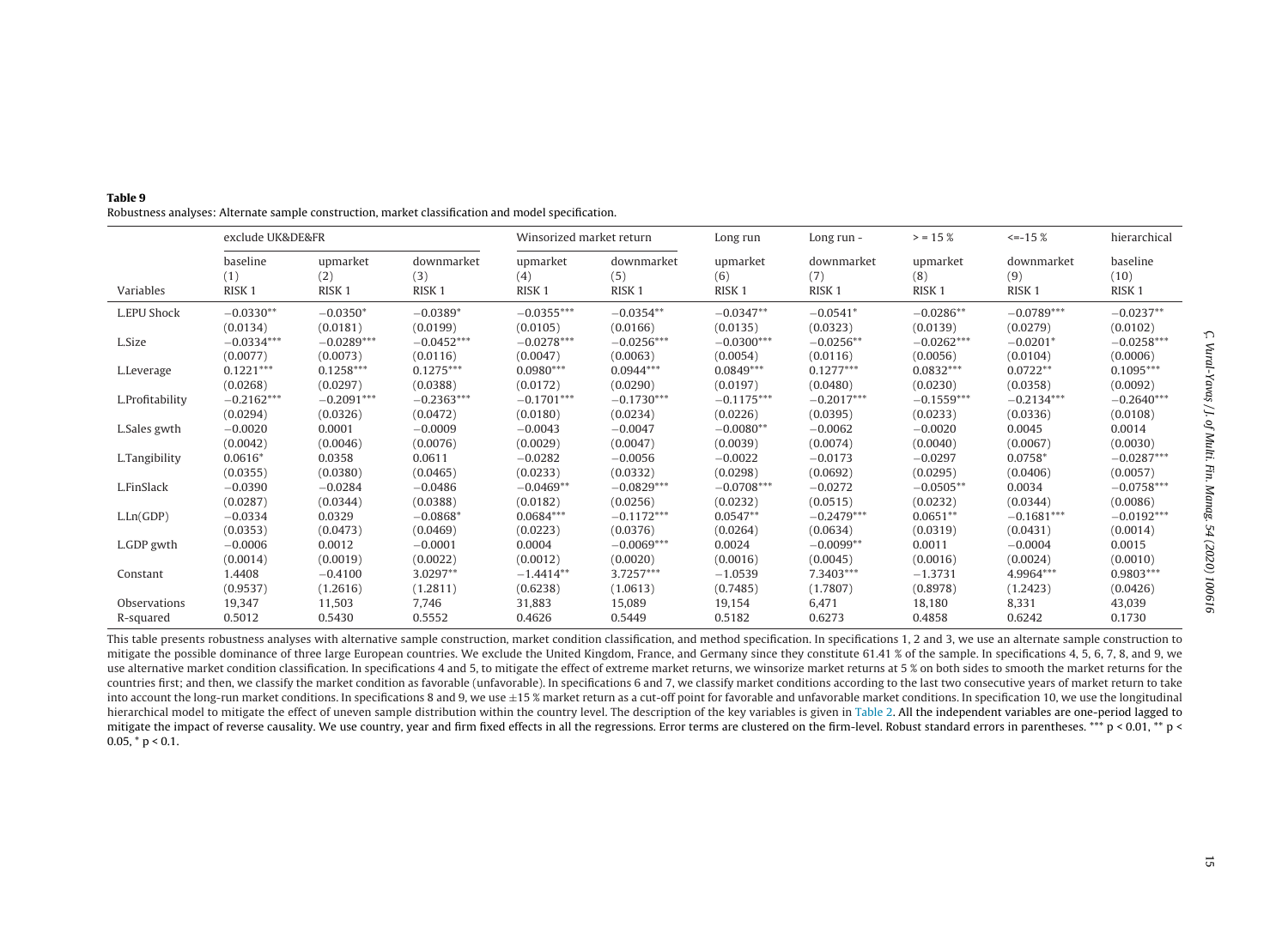**Table 9**

Robustness analyses: Alternate sample construction, market classification and model specification.

| | exclude UK&DE&FR | | | Winsorized market return | | Long run | Long run - | > = 15 % | <=-15 % | hierarchical |
|---|---|---|---|---|---|---|---|---|---|---|
| | baseline | upmarket | downmarket | upmarket | downmarket | upmarket | downmarket | upmarket | downmarket | baseline |
| | (1) | (2) | (3) | (4) | (5) | (6) | (7) | (8) | (9) | (10) |
| Variables | RISK 1 | RISK 1 | RISK 1 | RISK 1 | RISK 1 | RISK 1 | RISK 1 | RISK 1 | RISK 1 | RISK 1 |
| L.EPU Shock | −0.0330** | −0.0350* | −0.0389* | −0.0355*** | −0.0354** | −0.0347** | −0.0541* | −0.0286** | −0.0789*** | −0.0237** |
| | (0.0134) | (0.0181) | (0.0199) | (0.0105) | (0.0166) | (0.0135) | (0.0323) | (0.0139) | (0.0279) | (0.0102) |
| L.Size | −0.0334*** | −0.0289*** | −0.0452*** | −0.0278*** | −0.0256*** | −0.0300*** | −0.0256** | −0.0262*** | −0.0201* | −0.0258*** |
| | (0.0077) | (0.0073) | (0.0116) | (0.0047) | (0.0063) | (0.0054) | (0.0116) | (0.0056) | (0.0104) | (0.0006) |
| L.Leverage | 0.1221*** | 0.1258*** | 0.1275*** | 0.0980*** | 0.0944*** | 0.0849*** | 0.1277*** | 0.0832*** | 0.0722** | 0.1095*** |
| | (0.0268) | (0.0297) | (0.0388) | (0.0172) | (0.0290) | (0.0197) | (0.0480) | (0.0230) | (0.0358) | (0.0092) |
| L.Profitability | −0.2162*** | −0.2091*** | −0.2363*** | −0.1701*** | −0.1730*** | −0.1175*** | −0.2017*** | −0.1559*** | −0.2134*** | −0.2640*** |
| | (0.0294) | (0.0326) | (0.0472) | (0.0180) | (0.0234) | (0.0226) | (0.0395) | (0.0233) | (0.0336) | (0.0108) |
| L.Sales gwth | −0.0020 | 0.0001 | −0.0009 | −0.0043 | −0.0047 | −0.0080** | −0.0062 | −0.0020 | 0.0045 | 0.0014 |
| | (0.0042) | (0.0046) | (0.0076) | (0.0029) | (0.0047) | (0.0039) | (0.0074) | (0.0040) | (0.0067) | (0.0030) |
| L.Tangibility | 0.0616* | 0.0358 | 0.0611 | −0.0282 | −0.0056 | −0.0022 | −0.0173 | −0.0297 | 0.0758* | −0.0287*** |
| | (0.0355) | (0.0380) | (0.0465) | (0.0233) | (0.0332) | (0.0298) | (0.0692) | (0.0295) | (0.0406) | (0.0057) |
| L.FinSlack | −0.0390 | −0.0284 | −0.0486 | −0.0469** | −0.0829*** | −0.0708*** | −0.0272 | −0.0505** | 0.0034 | −0.0758*** |
| | (0.0287) | (0.0344) | (0.0388) | (0.0182) | (0.0256) | (0.0232) | (0.0515) | (0.0232) | (0.0344) | (0.0086) |
| L.Ln(GDP) | −0.0334 | 0.0329 | −0.0868* | 0.0684*** | −0.1172*** | 0.0547** | −0.2479*** | 0.0651** | −0.1681*** | −0.0192*** |
| | (0.0353) | (0.0473) | (0.0469) | (0.0223) | (0.0376) | (0.0264) | (0.0634) | (0.0319) | (0.0431) | (0.0014) |
| L.GDP gwth | −0.0006 | 0.0012 | −0.0001 | 0.0004 | −0.0069*** | 0.0024 | −0.0099** | 0.0011 | −0.0004 | 0.0015 |
| | (0.0014) | (0.0019) | (0.0022) | (0.0012) | (0.0020) | (0.0016) | (0.0045) | (0.0016) | (0.0024) | (0.0010) |
| Constant | 1.4408 | −0.4100 | 3.0297** | −1.4414** | 3.7257*** | −1.0539 | 7.3403*** | −1.3731 | 4.9964*** | 0.9803*** |
| | (0.9537) | (1.2616) | (1.2811) | (0.6238) | (1.0613) | (0.7485) | (1.7807) | (0.8978) | (1.2423) | (0.0426) |
| Observations | 19,347 | 11,503 | 7,746 | 31,883 | 15,089 | 19,154 | 6,471 | 18,180 | 8,331 | 43,039 |
| R-squared | 0.5012 | 0.5430 | 0.5552 | 0.4626 | 0.5449 | 0.5182 | 0.6273 | 0.4858 | 0.6242 | 0.1730 |

This table presents robustness analyses with alternative sample construction, market condition classification, and method specification. In specifications 1, 2 and 3, we use an alternate sample construction to mitigate the possible dominance of three large European countries. We exclude the United Kingdom, France, and Germany since they constitute 61.41 % of the sample. In specifications 4, 5, 6, 7, 8, and 9, we use alternative market condition classification. In specifications 4 and 5, to mitigate the effect of extreme market returns, we winsorize market returns at 5 % on both sides to smooth the market returns for the countries first; and then, we classify the market condition as favorable (unfavorable). In specifications 6 and 7, we classify market conditions according to the last two consecutive years of market return to take into account the long-run market conditions. In specifications 8 and 9, we use ±15 % market return as a cut-off point for favorable and unfavorable market conditions. In specification 10, we use the longitudinal hierarchical model to mitigate the effect of uneven sample distribution within the country level. The description of the key variables is given in Table 2. All the independent variables are one-period lagged to mitigate the impact of reverse causality. We use country, year and firm fixed effects in all the regressions. Error terms are clustered on the firm-level. Robust standard errors in parentheses. *** $p < 0.01$, ** $p < 0.05$, * $p < 0.1$.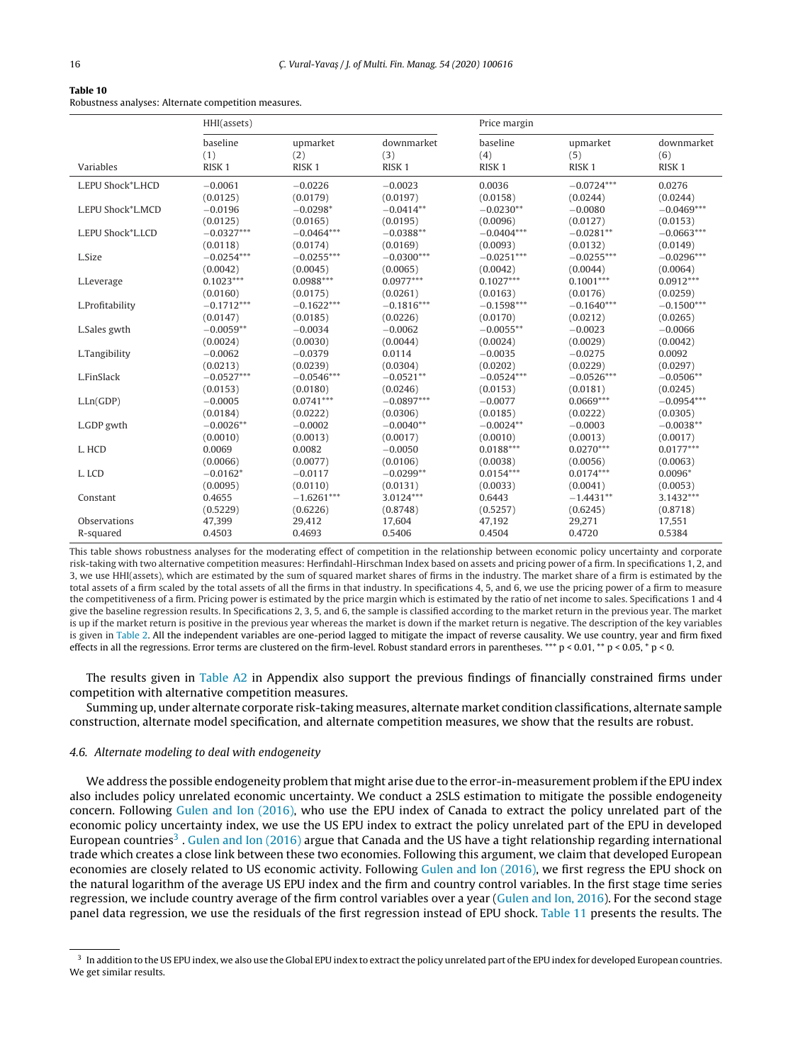**Table 10**

Robustness analyses: Alternate competition measures.

| | HHI(assets) | | | Price margin | | |
|---|---|---|---|---|---|---|
| | baseline | upmarket | downmarket | baseline | upmarket | downmarket |
| | (1) | (2) | (3) | (4) | (5) | (6) |
| Variables | RISK 1 | RISK 1 | RISK 1 | RISK 1 | RISK 1 | RISK 1 |
| L.EPU Shock*L.HCD | −0.0061 | −0.0226 | −0.0023 | 0.0036 | −0.0724*** | 0.0276 |
| | (0.0125) | (0.0179) | (0.0197) | (0.0158) | (0.0244) | (0.0244) |
| L.EPU Shock*L.MCD | −0.0196 | −0.0298* | −0.0414** | −0.0230** | −0.0080 | −0.0469*** |
| | (0.0125) | (0.0165) | (0.0195) | (0.0096) | (0.0127) | (0.0153) |
| L.EPU Shock*L.LCD | −0.0327*** | −0.0464*** | −0.0388** | −0.0404*** | −0.0281** | −0.0663*** |
| | (0.0118) | (0.0174) | (0.0169) | (0.0093) | (0.0132) | (0.0149) |
| L.Size | −0.0254*** | −0.0255*** | −0.0300*** | −0.0251*** | −0.0255*** | −0.0296*** |
| | (0.0042) | (0.0045) | (0.0065) | (0.0042) | (0.0044) | (0.0064) |
| L.Leverage | 0.1023*** | 0.0988*** | 0.0977*** | 0.1027*** | 0.1001*** | 0.0912*** |
| | (0.0160) | (0.0175) | (0.0261) | (0.0163) | (0.0176) | (0.0259) |
| L.Profitability | −0.1712*** | −0.1622*** | −0.1816*** | −0.1598*** | −0.1640*** | −0.1500*** |
| | (0.0147) | (0.0185) | (0.0226) | (0.0170) | (0.0212) | (0.0265) |
| L.Sales gwth | −0.0059** | −0.0034 | −0.0062 | −0.0055** | −0.0023 | −0.0066 |
| | (0.0024) | (0.0030) | (0.0044) | (0.0024) | (0.0029) | (0.0042) |
| L.Tangibility | −0.0062 | −0.0379 | 0.0114 | −0.0035 | −0.0275 | 0.0092 |
| | (0.0213) | (0.0239) | (0.0304) | (0.0202) | (0.0229) | (0.0297) |
| L.FinSlack | −0.0527*** | −0.0546*** | −0.0521** | −0.0524*** | −0.0526*** | −0.0506** |
| | (0.0153) | (0.0180) | (0.0246) | (0.0153) | (0.0181) | (0.0245) |
| L.Ln(GDP) | −0.0005 | 0.0741*** | −0.0897*** | −0.0077 | 0.0669*** | −0.0954*** |
| | (0.0184) | (0.0222) | (0.0306) | (0.0185) | (0.0222) | (0.0305) |
| L.GDP gwth | −0.0026** | −0.0002 | −0.0040** | −0.0024** | −0.0003 | −0.0038** |
| | (0.0010) | (0.0013) | (0.0017) | (0.0010) | (0.0013) | (0.0017) |
| L. HCD | 0.0069 | 0.0082 | −0.0050 | 0.0188*** | 0.0270*** | 0.0177*** |
| | (0.0066) | (0.0077) | (0.0106) | (0.0038) | (0.0056) | (0.0063) |
| L. LCD | −0.0162* | −0.0117 | −0.0299** | 0.0154*** | 0.0174*** | 0.0096* |
| | (0.0095) | (0.0110) | (0.0131) | (0.0033) | (0.0041) | (0.0053) |
| Constant | 0.4655 | −1.6261*** | 3.0124*** | 0.6443 | −1.4431** | 3.1432*** |
| | (0.5229) | (0.6226) | (0.8748) | (0.5257) | (0.6245) | (0.8718) |
| Observations | 47,399 | 29,412 | 17,604 | 47,192 | 29,271 | 17,551 |
| R-squared | 0.4503 | 0.4693 | 0.5406 | 0.4504 | 0.4720 | 0.5384 |

This table shows robustness analyses for the moderating effect of competition in the relationship between economic policy uncertainty and corporate risk-taking with two alternative competition measures: Herfindahl-Hirschman Index based on assets and pricing power of a firm. In specifications 1, 2, and 3, we use HHI(assets), which are estimated by the sum of squared market shares of firms in the industry. The market share of a firm is estimated by the total assets of a firm scaled by the total assets of all the firms in that industry. In specifications 4, 5, and 6, we use the pricing power of a firm to measure the competitiveness of a firm. Pricing power is estimated by the price margin which is estimated by the ratio of net income to sales. Specifications 1 and 4 give the baseline regression results. In Specifications 2, 3, 5, and 6, the sample is classified according to the market return in the previous year. The market is up if the market return is positive in the previous year whereas the market is down if the market return is negative. The description of the key variables is given in Table 2. All the independent variables are one-period lagged to mitigate the impact of reverse causality. We use country, year and firm fixed effects in all the regressions. Error terms are clustered on the firm-level. Robust standard errors in parentheses. *** p < 0.01, ** p < 0.05, * p < 0.

The results given in Table A2 in Appendix also support the previous findings of financially constrained firms under competition with alternative competition measures.

Summing up, under alternate corporate risk-taking measures, alternate market condition classifications, alternate sample construction, alternate model specification, and alternate competition measures, we show that the results are robust.

### 4.6. Alternate modeling to deal with endogeneity

We address the possible endogeneity problem that might arise due to the error-in-measurement problem if the EPU index also includes policy unrelated economic uncertainty. We conduct a 2SLS estimation to mitigate the possible endogeneity concern. Following Gulen and Ion (2016), who use the EPU index of Canada to extract the policy unrelated part of the economic policy uncertainty index, we use the US EPU index to extract the policy unrelated part of the EPU in developed European countries[3]. Gulen and Ion (2016) argue that Canada and the US have a tight relationship regarding international trade which creates a close link between these two economies. Following this argument, we claim that developed European economies are closely related to US economic activity. Following Gulen and Ion (2016), we first regress the EPU shock on the natural logarithm of the average US EPU index and the firm and country control variables. In the first stage time series regression, we include country average of the firm control variables over a year (Gulen and Ion, 2016). For the second stage panel data regression, we use the residuals of the first regression instead of EPU shock. Table 11 presents the results. The

[3] In addition to the US EPU index, we also use the Global EPU index to extract the policy unrelated part of the EPU index for developed European countries. We get similar results.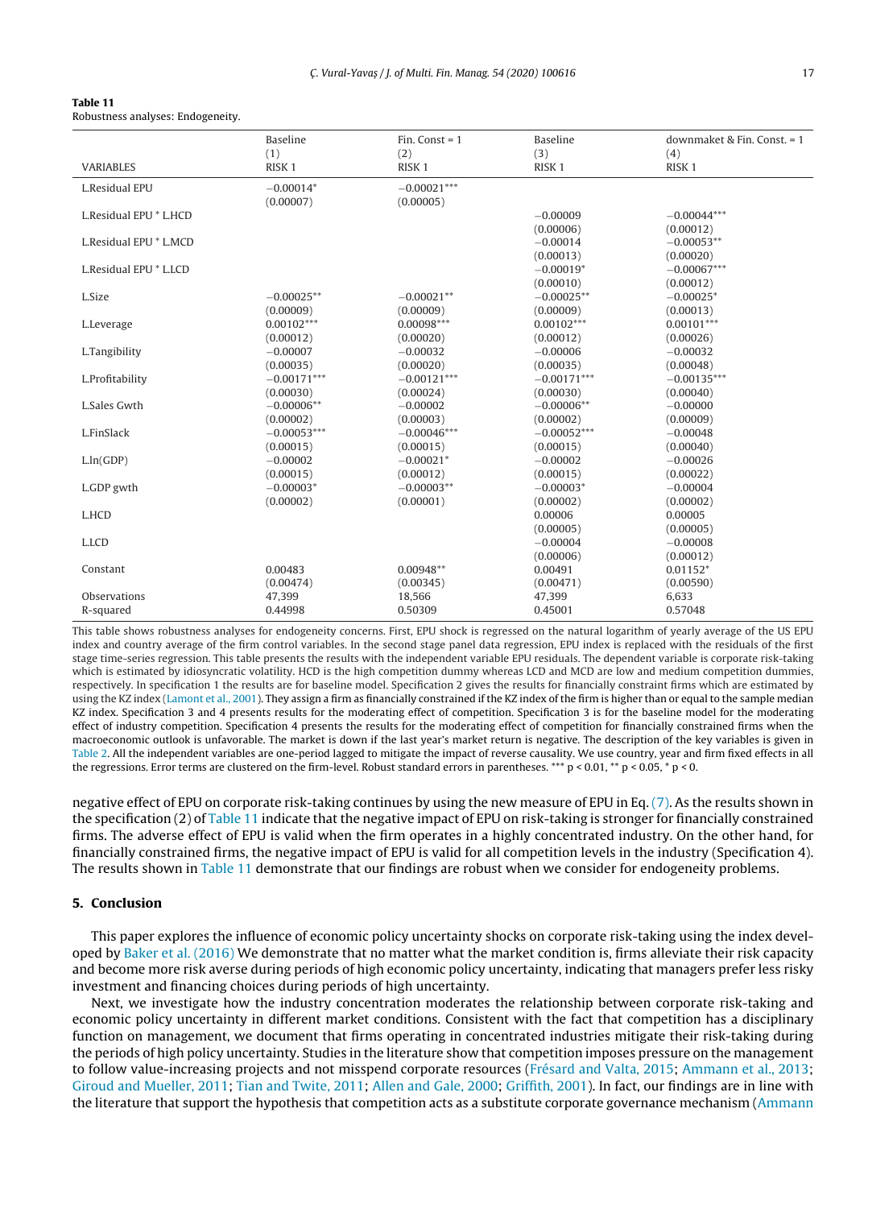**Table 11**
Robustness analyses: Endogeneity.

| VARIABLES | Baseline (1) RISK 1 | Fin. Const = 1 (2) RISK 1 | Baseline (3) RISK 1 | downmaket & Fin. Const. = 1 (4) RISK 1 |
|---|---|---|---|---|
| L.Residual EPU | −0.00014* | −0.00021*** | | |
| | (0.00007) | (0.00005) | | |
| L.Residual EPU * L.HCD | | | −0.00009 | −0.00044*** |
| | | | (0.00006) | (0.00012) |
| L.Residual EPU * L.MCD | | | −0.00014 | −0.00053** |
| | | | (0.00013) | (0.00020) |
| L.Residual EPU * L.LCD | | | −0.00019* | −0.00067*** |
| | | | (0.00010) | (0.00012) |
| L.Size | −0.00025** | −0.00021** | −0.00025** | −0.00025* |
| | (0.00009) | (0.00009) | (0.00009) | (0.00013) |
| L.Leverage | 0.00102*** | 0.00098*** | 0.00102*** | 0.00101*** |
| | (0.00012) | (0.00020) | (0.00012) | (0.00026) |
| L.Tangibility | −0.00007 | −0.00032 | −0.00006 | −0.00032 |
| | (0.00035) | (0.00020) | (0.00035) | (0.00048) |
| L.Profitability | −0.00171*** | −0.00121*** | −0.00171*** | −0.00135*** |
| | (0.00030) | (0.00024) | (0.00030) | (0.00040) |
| L.Sales Gwth | −0.00006** | −0.00002 | −0.00006** | −0.00000 |
| | (0.00002) | (0.00003) | (0.00002) | (0.00009) |
| L.FinSlack | −0.00053*** | −0.00046*** | −0.00052*** | −0.00048 |
| | (0.00015) | (0.00015) | (0.00015) | (0.00040) |
| L.ln(GDP) | −0.00002 | −0.00021* | −0.00002 | −0.00026 |
| | (0.00015) | (0.00012) | (0.00015) | (0.00022) |
| L.GDP gwth | −0.00003* | −0.00003** | −0.00003* | −0.00004 |
| | (0.00002) | (0.00001) | (0.00002) | (0.00002) |
| L.HCD | | | 0.00006 | 0.00005 |
| | | | (0.00005) | (0.00005) |
| L.LCD | | | −0.00004 | −0.00008 |
| | | | (0.00006) | (0.00012) |
| Constant | 0.00483 | 0.00948** | 0.00491 | 0.01152* |
| | (0.00474) | (0.00345) | (0.00471) | (0.00590) |
| Observations | 47,399 | 18,566 | 47,399 | 6,633 |
| R-squared | 0.44998 | 0.50309 | 0.45001 | 0.57048 |

This table shows robustness analyses for endogeneity concerns. First, EPU shock is regressed on the natural logarithm of yearly average of the US EPU index and country average of the firm control variables. In the second stage panel data regression, EPU index is replaced with the residuals of the first stage time-series regression. This table presents the results with the independent variable EPU residuals. The dependent variable is corporate risk-taking which is estimated by idiosyncratic volatility. HCD is the high competition dummy whereas LCD and MCD are low and medium competition dummies, respectively. In specification 1 the results are for baseline model. Specification 2 gives the results for financially constraint firms which are estimated by using the KZ index (Lamont et al., 2001). They assign a firm as financially constrained if the KZ index of the firm is higher than or equal to the sample median KZ index. Specification 3 and 4 presents results for the moderating effect of competition. Specification 3 is for the baseline model for the moderating effect of industry competition. Specification 4 presents the results for the moderating effect of competition for financially constrained firms when the macroeconomic outlook is unfavorable. The market is down if the last year's market return is negative. The description of the key variables is given in Table 2. All the independent variables are one-period lagged to mitigate the impact of reverse causality. We use country, year and firm fixed effects in all the regressions. Error terms are clustered on the firm-level. Robust standard errors in parentheses. *** $p < 0.01$, ** $p < 0.05$, * $p < 0$.

negative effect of EPU on corporate risk-taking continues by using the new measure of EPU in Eq. (7). As the results shown in the specification (2) of Table 11 indicate that the negative impact of EPU on risk-taking is stronger for financially constrained firms. The adverse effect of EPU is valid when the firm operates in a highly concentrated industry. On the other hand, for financially constrained firms, the negative impact of EPU is valid for all competition levels in the industry (Specification 4). The results shown in Table 11 demonstrate that our findings are robust when we consider for endogeneity problems.

## 5. Conclusion

This paper explores the influence of economic policy uncertainty shocks on corporate risk-taking using the index developed by Baker et al. (2016) We demonstrate that no matter what the market condition is, firms alleviate their risk capacity and become more risk averse during periods of high economic policy uncertainty, indicating that managers prefer less risky investment and financing choices during periods of high uncertainty.

Next, we investigate how the industry concentration moderates the relationship between corporate risk-taking and economic policy uncertainty in different market conditions. Consistent with the fact that competition has a disciplinary function on management, we document that firms operating in concentrated industries mitigate their risk-taking during the periods of high policy uncertainty. Studies in the literature show that competition imposes pressure on the management to follow value-increasing projects and not misspend corporate resources (Frésard and Valta, 2015; Ammann et al., 2013; Giroud and Mueller, 2011; Tian and Twite, 2011; Allen and Gale, 2000; Griffith, 2001). In fact, our findings are in line with the literature that support the hypothesis that competition acts as a substitute corporate governance mechanism (Ammann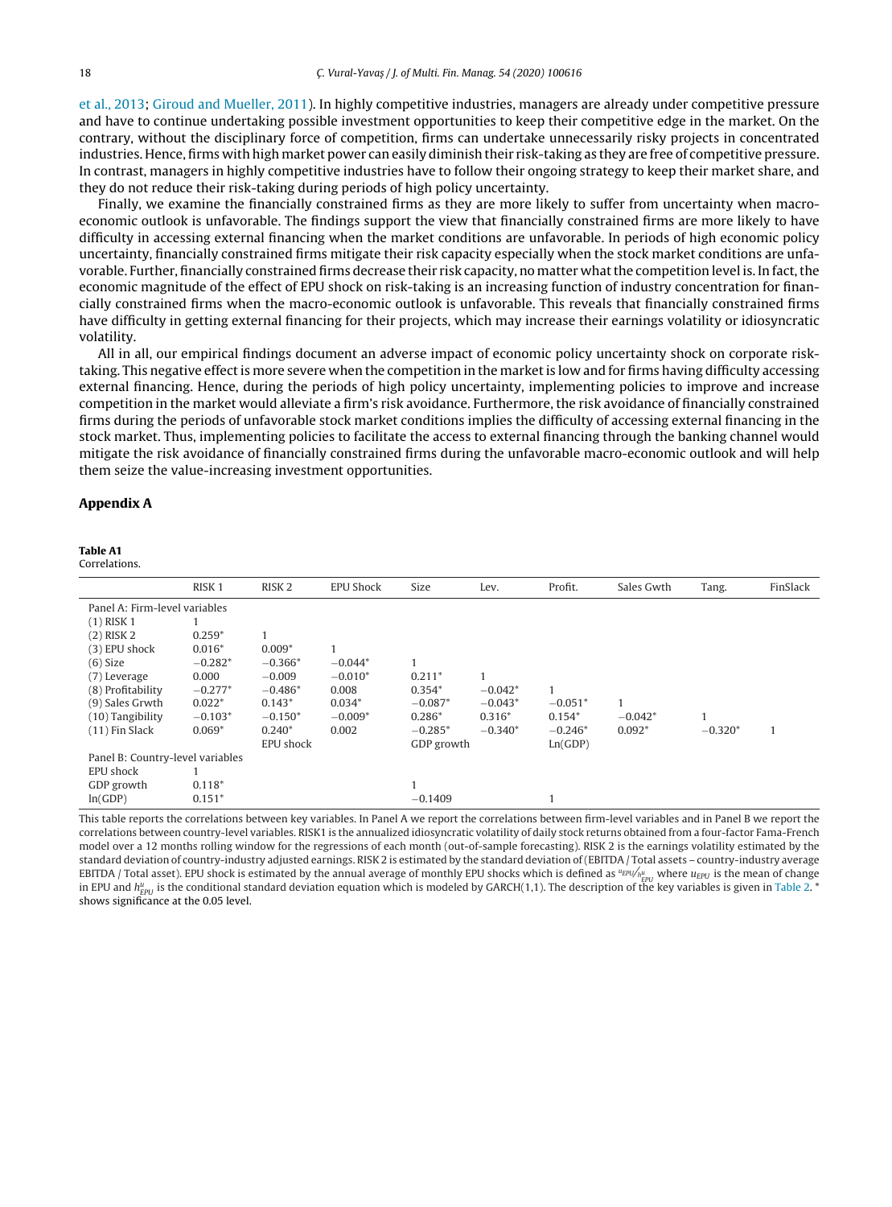et al., 2013; Giroud and Mueller, 2011). In highly competitive industries, managers are already under competitive pressure and have to continue undertaking possible investment opportunities to keep their competitive edge in the market. On the contrary, without the disciplinary force of competition, firms can undertake unnecessarily risky projects in concentrated industries. Hence, firms with high market power can easily diminish their risk-taking as they are free of competitive pressure. In contrast, managers in highly competitive industries have to follow their ongoing strategy to keep their market share, and they do not reduce their risk-taking during periods of high policy uncertainty.

Finally, we examine the financially constrained firms as they are more likely to suffer from uncertainty when macro-economic outlook is unfavorable. The findings support the view that financially constrained firms are more likely to have difficulty in accessing external financing when the market conditions are unfavorable. In periods of high economic policy uncertainty, financially constrained firms mitigate their risk capacity especially when the stock market conditions are unfavorable. Further, financially constrained firms decrease their risk capacity, no matter what the competition level is. In fact, the economic magnitude of the effect of EPU shock on risk-taking is an increasing function of industry concentration for financially constrained firms when the macro-economic outlook is unfavorable. This reveals that financially constrained firms have difficulty in getting external financing for their projects, which may increase their earnings volatility or idiosyncratic volatility.

All in all, our empirical findings document an adverse impact of economic policy uncertainty shock on corporate risk-taking. This negative effect is more severe when the competition in the market is low and for firms having difficulty accessing external financing. Hence, during the periods of high policy uncertainty, implementing policies to improve and increase competition in the market would alleviate a firm's risk avoidance. Furthermore, the risk avoidance of financially constrained firms during the periods of unfavorable stock market conditions implies the difficulty of accessing external financing in the stock market. Thus, implementing policies to facilitate the access to external financing through the banking channel would mitigate the risk avoidance of financially constrained firms during the unfavorable macro-economic outlook and will help them seize the value-increasing investment opportunities.

## Appendix A

**Table A1**
Correlations.

| | RISK 1 | RISK 2 | EPU Shock | Size | Lev. | Profit. | Sales Gwth | Tang. | FinSlack |
|---|---|---|---|---|---|---|---|---|---|
| Panel A: Firm-level variables | | | | | | | | | |
| (1) RISK 1 | 1 | | | | | | | | |
| (2) RISK 2 | 0.259* | 1 | | | | | | | |
| (3) EPU shock | 0.016* | 0.009* | 1 | | | | | | |
| (6) Size | −0.282* | −0.366* | −0.044* | 1 | | | | | |
| (7) Leverage | 0.000 | −0.009 | −0.010* | 0.211* | 1 | | | | |
| (8) Profitability | −0.277* | −0.486* | 0.008 | 0.354* | −0.042* | 1 | | | |
| (9) Sales Grwth | 0.022* | 0.143* | 0.034* | −0.087* | −0.043* | −0.051* | 1 | | |
| (10) Tangibility | −0.103* | −0.150* | −0.009* | 0.286* | 0.316* | 0.154* | −0.042* | 1 | |
| (11) Fin Slack | 0.069* | 0.240* | 0.002 | −0.285* | −0.340* | −0.246* | 0.092* | −0.320* | 1 |
| | | EPU shock | | GDP growth | | Ln(GDP) | | | |
| Panel B: Country-level variables | | | | | | | | | |
| EPU shock | 1 | | | | | | | | |
| GDP growth | 0.118* | | | 1 | | | | | |
| ln(GDP) | 0.151* | | | −0.1409 | | 1 | | | |

This table reports the correlations between key variables. In Panel A we report the correlations between firm-level variables and in Panel B we report the correlations between country-level variables. RISK1 is the annualized idiosyncratic volatility of daily stock returns obtained from a four-factor Fama-French model over a 12 months rolling window for the regressions of each month (out-of-sample forecasting). RISK 2 is the earnings volatility estimated by the standard deviation of country-industry adjusted earnings. RISK 2 is estimated by the standard deviation of (EBITDA / Total assets – country-industry average EBITDA / Total asset). EPU shock is estimated by the annual average of monthly EPU shocks which is defined as $u_{EPU}/h^{u}_{EPU}$ where $u_{EPU}$ is the mean of change in EPU and $h^{u}_{EPU}$ is the conditional standard deviation equation which is modeled by GARCH(1,1). The description of the key variables is given in Table 2. * shows significance at the 0.05 level.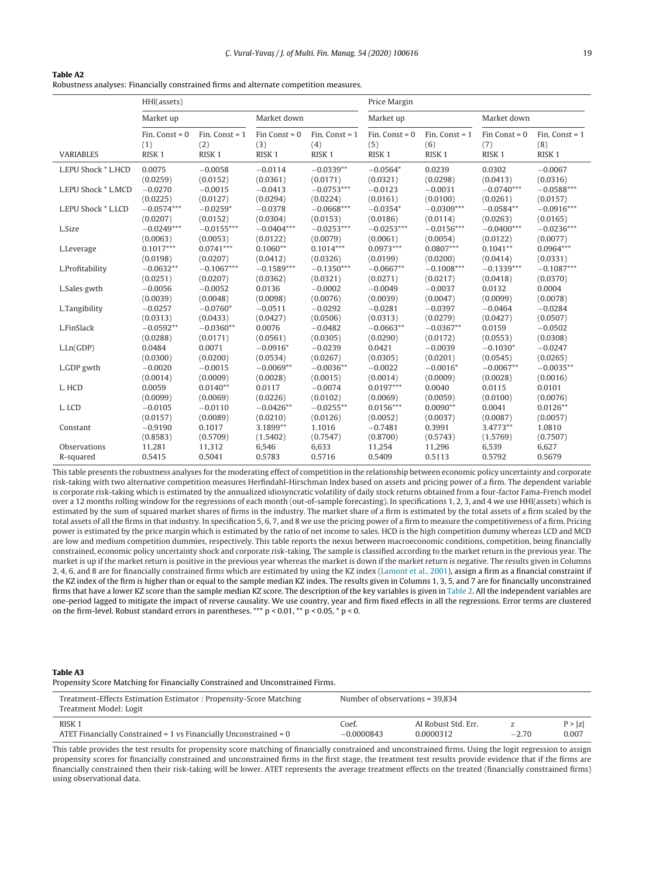**Table A2**

Robustness analyses: Financially constrained firms and alternate competition measures.

| | HHI(assets) | | | | Price Margin | | | |
|---|---|---|---|---|---|---|---|---|
| | Market up | | Market down | | Market up | | Market down | |
| | Fin. Const = 0 | Fin. Const = 1 | Fin Const = 0 | Fin. Const = 1 | Fin. Const = 0 | Fin. Const = 1 | Fin Const = 0 | Fin. Const = 1 |
| | (1) | (2) | (3) | (4) | (5) | (6) | (7) | (8) |
| VARIABLES | RISK 1 | RISK 1 | RISK 1 | RISK 1 | RISK 1 | RISK 1 | RISK 1 | RISK 1 |
| L.EPU Shock * L.HCD | 0.0075 | −0.0058 | −0.0114 | −0.0339** | −0.0564* | 0.0239 | 0.0302 | −0.0067 |
| | (0.0259) | (0.0152) | (0.0361) | (0.0171) | (0.0321) | (0.0298) | (0.0413) | (0.0316) |
| L.EPU Shock * L.MCD | −0.0270 | −0.0015 | −0.0413 | −0.0753*** | −0.0123 | −0.0031 | −0.0740*** | −0.0588*** |
| | (0.0225) | (0.0127) | (0.0294) | (0.0224) | (0.0161) | (0.0100) | (0.0261) | (0.0157) |
| L.EPU Shock * L.LCD | −0.0574*** | −0.0259* | −0.0378 | −0.0668*** | −0.0354* | −0.0309*** | −0.0584** | −0.0916*** |
| | (0.0207) | (0.0152) | (0.0304) | (0.0153) | (0.0186) | (0.0114) | (0.0263) | (0.0165) |
| L.Size | −0.0249*** | −0.0155*** | −0.0404*** | −0.0253*** | −0.0253*** | −0.0156*** | −0.0400*** | −0.0236*** |
| | (0.0063) | (0.0053) | (0.0122) | (0.0079) | (0.0061) | (0.0054) | (0.0122) | (0.0077) |
| L.Leverage | 0.1017*** | 0.0741*** | 0.1060** | 0.1014*** | 0.0973*** | 0.0807*** | 0.1041** | 0.0964*** |
| | (0.0198) | (0.0207) | (0.0412) | (0.0326) | (0.0199) | (0.0200) | (0.0414) | (0.0331) |
| L.Profitability | −0.0632** | −0.1067*** | −0.1589*** | −0.1350*** | −0.0667** | −0.1008*** | −0.1339*** | −0.1087*** |
| | (0.0251) | (0.0207) | (0.0362) | (0.0321) | (0.0271) | (0.0217) | (0.0418) | (0.0370) |
| L.Sales gwth | −0.0056 | −0.0052 | 0.0136 | −0.0002 | −0.0049 | −0.0037 | 0.0132 | 0.0004 |
| | (0.0039) | (0.0048) | (0.0098) | (0.0076) | (0.0039) | (0.0047) | (0.0099) | (0.0078) |
| L.Tangibility | −0.0257 | −0.0760* | −0.0511 | −0.0292 | −0.0281 | −0.0397 | −0.0464 | −0.0284 |
| | (0.0313) | (0.0433) | (0.0427) | (0.0506) | (0.0313) | (0.0279) | (0.0427) | (0.0507) |
| L.FinSlack | −0.0592** | −0.0360** | 0.0076 | −0.0482 | −0.0663** | −0.0367** | 0.0159 | −0.0502 |
| | (0.0288) | (0.0171) | (0.0561) | (0.0305) | (0.0290) | (0.0172) | (0.0553) | (0.0308) |
| L.Ln(GDP) | 0.0484 | 0.0071 | −0.0916* | −0.0239 | 0.0421 | −0.0039 | −0.1030* | −0.0247 |
| | (0.0300) | (0.0200) | (0.0534) | (0.0267) | (0.0305) | (0.0201) | (0.0545) | (0.0265) |
| L.GDP gwth | −0.0020 | −0.0015 | −0.0069** | −0.0036** | −0.0022 | −0.0016* | −0.0067** | −0.0035** |
| | (0.0014) | (0.0009) | (0.0028) | (0.0015) | (0.0014) | (0.0009) | (0.0028) | (0.0016) |
| L. HCD | 0.0059 | 0.0140** | 0.0117 | −0.0074 | 0.0197*** | 0.0040 | 0.0115 | 0.0101 |
| | (0.0099) | (0.0069) | (0.0226) | (0.0102) | (0.0069) | (0.0059) | (0.0100) | (0.0076) |
| L. LCD | −0.0105 | −0.0110 | −0.0426** | −0.0255** | 0.0156*** | 0.0090** | 0.0041 | 0.0126** |
| | (0.0157) | (0.0089) | (0.0210) | (0.0126) | (0.0052) | (0.0037) | (0.0087) | (0.0057) |
| Constant | −0.9190 | 0.1017 | 3.1899** | 1.1016 | −0.7481 | 0.3991 | 3.4773** | 1.0810 |
| | (0.8583) | (0.5709) | (1.5402) | (0.7547) | (0.8700) | (0.5743) | (1.5769) | (0.7507) |
| Observations | 11,281 | 11,312 | 6,546 | 6,633 | 11,254 | 11,296 | 6,539 | 6,627 |
| R-squared | 0.5415 | 0.5041 | 0.5783 | 0.5716 | 0.5409 | 0.5113 | 0.5792 | 0.5679 |

This table presents the robustness analyses for the moderating effect of competition in the relationship between economic policy uncertainty and corporate risk-taking with two alternative competition measures Herfindahl-Hirschman Index based on assets and pricing power of a firm. The dependent variable is corporate risk-taking which is estimated by the annualized idiosyncratic volatility of daily stock returns obtained from a four-factor Fama-French model over a 12 months rolling window for the regressions of each month (out-of-sample forecasting). In specifications 1, 2, 3, and 4 we use HHI(assets) which is estimated by the sum of squared market shares of firms in the industry. The market share of a firm is estimated by the total assets of a firm scaled by the total assets of all the firms in that industry. In specification 5, 6, 7, and 8 we use the pricing power of a firm to measure the competitiveness of a firm. Pricing power is estimated by the price margin which is estimated by the ratio of net income to sales. HCD is the high competition dummy whereas LCD and MCD are low and medium competition dummies, respectively. This table reports the nexus between macroeconomic conditions, competition, being financially constrained, economic policy uncertainty shock and corporate risk-taking. The sample is classified according to the market return in the previous year. The market is up if the market return is positive in the previous year whereas the market is down if the market return is negative. The results given in Columns 2, 4, 6, and 8 are for financially constrained firms which are estimated by using the KZ index (Lamont et al., 2001), assign a firm as a financial constraint if the KZ index of the firm is higher than or equal to the sample median KZ index. The results given in Columns 1, 3, 5, and 7 are for financially unconstrained firms that have a lower KZ score than the sample median KZ score. The description of the key variables is given in Table 2. All the independent variables are one-period lagged to mitigate the impact of reverse causality. We use country, year and firm fixed effects in all the regressions. Error terms are clustered on the firm-level. Robust standard errors in parentheses. *** $p < 0.01$, ** $p < 0.05$, * $p < 0.1$.

**Table A3**

Propensity Score Matching for Financially Constrained and Unconstrained Firms.

| Treatment-Effects Estimation Estimator : Propensity-Score Matching<br>Treatment Model: Logit | Number of observations = 39,834 | | | |
|---|---|---|---|---|
| RISK 1 | Coef. | AI Robust Std. Err. | z | P > \|z\| |
| ATET Financially Constrained = 1 vs Financially Unconstrained = 0 | −0.0000843 | 0.0000312 | −2.70 | 0.007 |

This table provides the test results for propensity score matching of financially constrained and unconstrained firms. Using the logit regression to assign propensity scores for financially constrained and unconstrained firms in the first stage, the treatment test results provide evidence that if the firms are financially constrained then their risk-taking will be lower. ATET represents the average treatment effects on the treated (financially constrained firms) using observational data.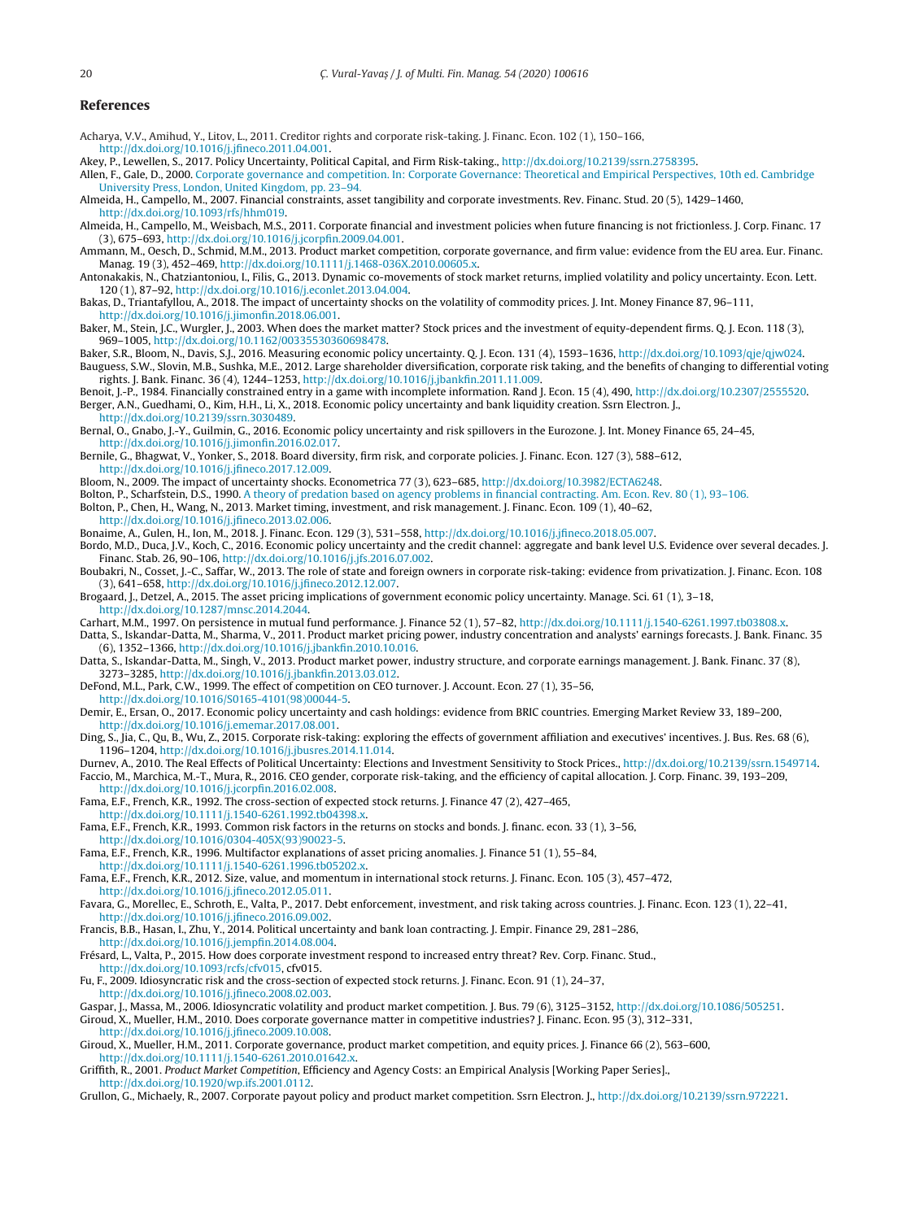## References

Acharya, V.V., Amihud, Y., Litov, L., 2011. Creditor rights and corporate risk-taking. J. Financ. Econ. 102 (1), 150–166, http://dx.doi.org/10.1016/j.jfineco.2011.04.001.

Akey, P., Lewellen, S., 2017. Policy Uncertainty, Political Capital, and Firm Risk-taking., http://dx.doi.org/10.2139/ssrn.2758395.

Allen, F., Gale, D., 2000. Corporate governance and competition. In: Corporate Governance: Theoretical and Empirical Perspectives, 10th ed. Cambridge University Press, London, United Kingdom, pp. 23–94.

Almeida, H., Campello, M., 2007. Financial constraints, asset tangibility and corporate investments. Rev. Financ. Stud. 20 (5), 1429–1460, http://dx.doi.org/10.1093/rfs/hhm019.

Almeida, H., Campello, M., Weisbach, M.S., 2011. Corporate financial and investment policies when future financing is not frictionless. J. Corp. Financ. 17 (3), 675–693, http://dx.doi.org/10.1016/j.jcorpfin.2009.04.001.

Ammann, M., Oesch, D., Schmid, M.M., 2013. Product market competition, corporate governance, and firm value: evidence from the EU area. Eur. Financ. Manag. 19 (3), 452–469, http://dx.doi.org/10.1111/j.1468-036X.2010.00605.x.

Antonakakis, N., Chatziantoniou, I., Filis, G., 2013. Dynamic co-movements of stock market returns, implied volatility and policy uncertainty. Econ. Lett. 120 (1), 87–92, http://dx.doi.org/10.1016/j.econlet.2013.04.004.

Bakas, D., Triantafyllou, A., 2018. The impact of uncertainty shocks on the volatility of commodity prices. J. Int. Money Finance 87, 96–111, http://dx.doi.org/10.1016/j.jimonfin.2018.06.001.

Baker, M., Stein, J.C., Wurgler, J., 2003. When does the market matter? Stock prices and the investment of equity-dependent firms. Q. J. Econ. 118 (3), 969–1005, http://dx.doi.org/10.1162/00335530360698478.

Baker, S.R., Bloom, N., Davis, S.J., 2016. Measuring economic policy uncertainty. Q. J. Econ. 131 (4), 1593–1636, http://dx.doi.org/10.1093/qje/qjw024.

Bauguess, S.W., Slovin, M.B., Sushka, M.E., 2012. Large shareholder diversification, corporate risk taking, and the benefits of changing to differential voting rights. J. Bank. Financ. 36 (4), 1244–1253, http://dx.doi.org/10.1016/j.jbankfin.2011.11.009.

Benoit, J.-P., 1984. Financially constrained entry in a game with incomplete information. Rand J. Econ. 15 (4), 490, http://dx.doi.org/10.2307/2555520.

Berger, A.N., Guedhami, O., Kim, H.H., Li, X., 2018. Economic policy uncertainty and bank liquidity creation. Ssrn Electron. J., http://dx.doi.org/10.2139/ssrn.3030489.

Bernal, O., Gnabo, J.-Y., Guilmin, G., 2016. Economic policy uncertainty and risk spillovers in the Eurozone. J. Int. Money Finance 65, 24–45, http://dx.doi.org/10.1016/j.jimonfin.2016.02.017.

Bernile, G., Bhagwat, V., Yonker, S., 2018. Board diversity, firm risk, and corporate policies. J. Financ. Econ. 127 (3), 588–612, http://dx.doi.org/10.1016/j.jfineco.2017.12.009.

Bloom, N., 2009. The impact of uncertainty shocks. Econometrica 77 (3), 623–685, http://dx.doi.org/10.3982/ECTA6248.

Bolton, P., Scharfstein, D.S., 1990. A theory of predation based on agency problems in financial contracting. Am. Econ. Rev. 80 (1), 93–106.

Bolton, P., Chen, H., Wang, N., 2013. Market timing, investment, and risk management. J. Financ. Econ. 109 (1), 40–62, http://dx.doi.org/10.1016/j.jfineco.2013.02.006.

Bonaime, A., Gulen, H., Ion, M., 2018. J. Financ. Econ. 129 (3), 531–558, http://dx.doi.org/10.1016/j.jfineco.2018.05.007.

Bordo, M.D., Duca, J.V., Koch, C., 2016. Economic policy uncertainty and the credit channel: aggregate and bank level U.S. Evidence over several decades. J. Financ. Stab. 26, 90–106, http://dx.doi.org/10.1016/j.jfs.2016.07.002.

Boubakri, N., Cosset, J.-C., Saffar, W., 2013. The role of state and foreign owners in corporate risk-taking: evidence from privatization. J. Financ. Econ. 108 (3), 641–658, http://dx.doi.org/10.1016/j.jfineco.2012.12.007.

Brogaard, J., Detzel, A., 2015. The asset pricing implications of government economic policy uncertainty. Manage. Sci. 61 (1), 3–18, http://dx.doi.org/10.1287/mnsc.2014.2044.

Carhart, M.M., 1997. On persistence in mutual fund performance. J. Finance 52 (1), 57–82, http://dx.doi.org/10.1111/j.1540-6261.1997.tb03808.x.

Datta, S., Iskandar-Datta, M., Sharma, V., 2011. Product market pricing power, industry concentration and analysts' earnings forecasts. J. Bank. Financ. 35 (6), 1352–1366, http://dx.doi.org/10.1016/j.jbankfin.2010.10.016.

Datta, S., Iskandar-Datta, M., Singh, V., 2013. Product market power, industry structure, and corporate earnings management. J. Bank. Financ. 37 (8), 3273–3285, http://dx.doi.org/10.1016/j.jbankfin.2013.03.012.

DeFond, M.L., Park, C.W., 1999. The effect of competition on CEO turnover. J. Account. Econ. 27 (1), 35–56, http://dx.doi.org/10.1016/S0165-4101(98)00044-5.

Demir, E., Ersan, O., 2017. Economic policy uncertainty and cash holdings: evidence from BRIC countries. Emerging Market Review 33, 189–200, http://dx.doi.org/10.1016/j.ememar.2017.08.001.

Ding, S., Jia, C., Qu, B., Wu, Z., 2015. Corporate risk-taking: exploring the effects of government affiliation and executives' incentives. J. Bus. Res. 68 (6), 1196–1204, http://dx.doi.org/10.1016/j.jbusres.2014.11.014.

Durnev, A., 2010. The Real Effects of Political Uncertainty: Elections and Investment Sensitivity to Stock Prices., http://dx.doi.org/10.2139/ssrn.1549714.

Faccio, M., Marchica, M.-T., Mura, R., 2016. CEO gender, corporate risk-taking, and the efficiency of capital allocation. J. Corp. Financ. 39, 193–209, http://dx.doi.org/10.1016/j.jcorpfin.2016.02.008.

Fama, E.F., French, K.R., 1992. The cross-section of expected stock returns. J. Finance 47 (2), 427–465, http://dx.doi.org/10.1111/j.1540-6261.1992.tb04398.x.

Fama, E.F., French, K.R., 1993. Common risk factors in the returns on stocks and bonds. J. financ. econ. 33 (1), 3–56, http://dx.doi.org/10.1016/0304-405X(93)90023-5.

Fama, E.F., French, K.R., 1996. Multifactor explanations of asset pricing anomalies. J. Finance 51 (1), 55–84, http://dx.doi.org/10.1111/j.1540-6261.1996.tb05202.x.

Fama, E.F., French, K.R., 2012. Size, value, and momentum in international stock returns. J. Financ. Econ. 105 (3), 457–472, http://dx.doi.org/10.1016/j.jfineco.2012.05.011.

Favara, G., Morellec, E., Schroth, E., Valta, P., 2017. Debt enforcement, investment, and risk taking across countries. J. Financ. Econ. 123 (1), 22–41, http://dx.doi.org/10.1016/j.jfineco.2016.09.002.

Francis, B.B., Hasan, I., Zhu, Y., 2014. Political uncertainty and bank loan contracting. J. Empir. Finance 29, 281–286, http://dx.doi.org/10.1016/j.jempfin.2014.08.004.

Frésard, L., Valta, P., 2015. How does corporate investment respond to increased entry threat? Rev. Corp. Financ. Stud., http://dx.doi.org/10.1093/rcfs/cfv015, cfv015.

Fu, F., 2009. Idiosyncratic risk and the cross-section of expected stock returns. J. Financ. Econ. 91 (1), 24–37, http://dx.doi.org/10.1016/j.jfineco.2008.02.003.

Gaspar, J., Massa, M., 2006. Idiosyncratic volatility and product market competition. J. Bus. 79 (6), 3125–3152, http://dx.doi.org/10.1086/505251.

Giroud, X., Mueller, H.M., 2010. Does corporate governance matter in competitive industries? J. Financ. Econ. 95 (3), 312–331, http://dx.doi.org/10.1016/j.jfineco.2009.10.008.

Giroud, X., Mueller, H.M., 2011. Corporate governance, product market competition, and equity prices. J. Finance 66 (2), 563–600, http://dx.doi.org/10.1111/j.1540-6261.2010.01642.x.

Griffith, R., 2001. *Product Market Competition*, Efficiency and Agency Costs: an Empirical Analysis [Working Paper Series]., http://dx.doi.org/10.1920/wp.ifs.2001.0112.

Grullon, G., Michaely, R., 2007. Corporate payout policy and product market competition. Ssrn Electron. J., http://dx.doi.org/10.2139/ssrn.972221.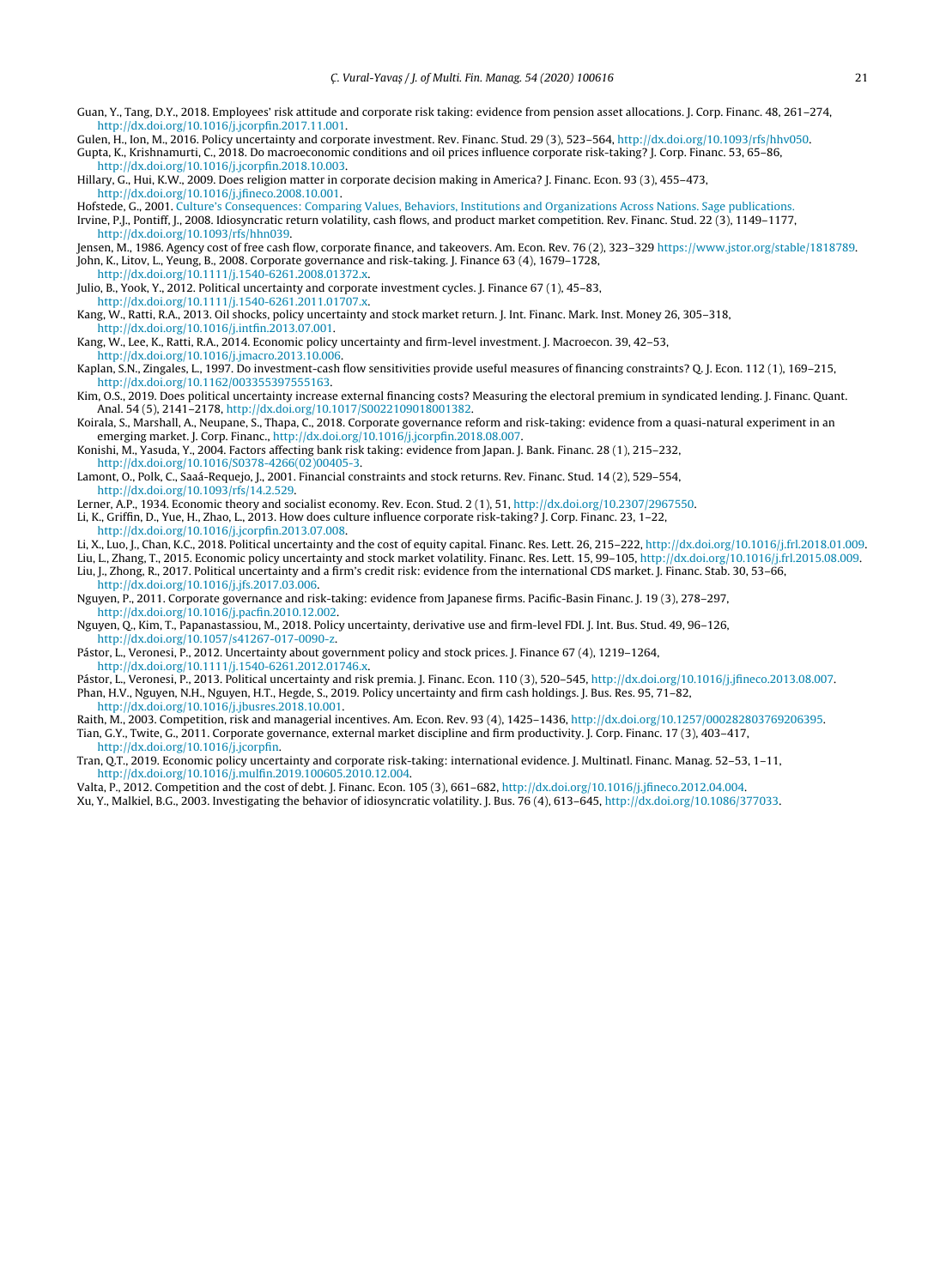Guan, Y., Tang, D.Y., 2018. Employees' risk attitude and corporate risk taking: evidence from pension asset allocations. J. Corp. Financ. 48, 261–274, http://dx.doi.org/10.1016/j.jcorpfin.2017.11.001.

Gulen, H., Ion, M., 2016. Policy uncertainty and corporate investment. Rev. Financ. Stud. 29 (3), 523–564, http://dx.doi.org/10.1093/rfs/hhv050.

Gupta, K., Krishnamurti, C., 2018. Do macroeconomic conditions and oil prices influence corporate risk-taking? J. Corp. Financ. 53, 65–86, http://dx.doi.org/10.1016/j.jcorpfin.2018.10.003.

Hillary, G., Hui, K.W., 2009. Does religion matter in corporate decision making in America? J. Financ. Econ. 93 (3), 455–473, http://dx.doi.org/10.1016/j.jfineco.2008.10.001.

Hofstede, G., 2001. Culture's Consequences: Comparing Values, Behaviors, Institutions and Organizations Across Nations. Sage publications.

Irvine, P.J., Pontiff, J., 2008. Idiosyncratic return volatility, cash flows, and product market competition. Rev. Financ. Stud. 22 (3), 1149–1177, http://dx.doi.org/10.1093/rfs/hhn039.

Jensen, M., 1986. Agency cost of free cash flow, corporate finance, and takeovers. Am. Econ. Rev. 76 (2), 323–329 https://www.jstor.org/stable/1818789.

John, K., Litov, L., Yeung, B., 2008. Corporate governance and risk-taking. J. Finance 63 (4), 1679–1728, http://dx.doi.org/10.1111/j.1540-6261.2008.01372.x.

Julio, B., Yook, Y., 2012. Political uncertainty and corporate investment cycles. J. Finance 67 (1), 45–83, http://dx.doi.org/10.1111/j.1540-6261.2011.01707.x.

Kang, W., Ratti, R.A., 2013. Oil shocks, policy uncertainty and stock market return. J. Int. Financ. Mark. Inst. Money 26, 305–318, http://dx.doi.org/10.1016/j.intfin.2013.07.001.

Kang, W., Lee, K., Ratti, R.A., 2014. Economic policy uncertainty and firm-level investment. J. Macroecon. 39, 42–53, http://dx.doi.org/10.1016/j.jmacro.2013.10.006.

Kaplan, S.N., Zingales, L., 1997. Do investment-cash flow sensitivities provide useful measures of financing constraints? Q. J. Econ. 112 (1), 169–215, http://dx.doi.org/10.1162/003355397555163.

Kim, O.S., 2019. Does political uncertainty increase external financing costs? Measuring the electoral premium in syndicated lending. J. Financ. Quant. Anal. 54 (5), 2141–2178, http://dx.doi.org/10.1017/S0022109018001382.

Koirala, S., Marshall, A., Neupane, S., Thapa, C., 2018. Corporate governance reform and risk-taking: evidence from a quasi-natural experiment in an emerging market. J. Corp. Financ., http://dx.doi.org/10.1016/j.jcorpfin.2018.08.007.

Konishi, M., Yasuda, Y., 2004. Factors affecting bank risk taking: evidence from Japan. J. Bank. Financ. 28 (1), 215–232, http://dx.doi.org/10.1016/S0378-4266(02)00405-3.

Lamont, O., Polk, C., Saaá-Requejo, J., 2001. Financial constraints and stock returns. Rev. Financ. Stud. 14 (2), 529–554, http://dx.doi.org/10.1093/rfs/14.2.529.

Lerner, A.P., 1934. Economic theory and socialist economy. Rev. Econ. Stud. 2 (1), 51, http://dx.doi.org/10.2307/2967550.

Li, K., Griffin, D., Yue, H., Zhao, L., 2013. How does culture influence corporate risk-taking? J. Corp. Financ. 23, 1–22, http://dx.doi.org/10.1016/j.jcorpfin.2013.07.008.

Li, X., Luo, J., Chan, K.C., 2018. Political uncertainty and the cost of equity capital. Financ. Res. Lett. 26, 215–222, http://dx.doi.org/10.1016/j.frl.2018.01.009.

Liu, L., Zhang, T., 2015. Economic policy uncertainty and stock market volatility. Financ. Res. Lett. 15, 99–105, http://dx.doi.org/10.1016/j.frl.2015.08.009.

Liu, J., Zhong, R., 2017. Political uncertainty and a firm's credit risk: evidence from the international CDS market. J. Financ. Stab. 30, 53–66, http://dx.doi.org/10.1016/j.jfs.2017.03.006.

Nguyen, P., 2011. Corporate governance and risk-taking: evidence from Japanese firms. Pacific-Basin Financ. J. 19 (3), 278–297, http://dx.doi.org/10.1016/j.pacfin.2010.12.002.

Nguyen, Q., Kim, T., Papanastassiou, M., 2018. Policy uncertainty, derivative use and firm-level FDI. J. Int. Bus. Stud. 49, 96–126, http://dx.doi.org/10.1057/s41267-017-0090-z.

Pástor, L., Veronesi, P., 2012. Uncertainty about government policy and stock prices. J. Finance 67 (4), 1219–1264, http://dx.doi.org/10.1111/j.1540-6261.2012.01746.x.

Pástor, L., Veronesi, P., 2013. Political uncertainty and risk premia. J. Financ. Econ. 110 (3), 520–545, http://dx.doi.org/10.1016/j.jfineco.2013.08.007.

Phan, H.V., Nguyen, N.H., Nguyen, H.T., Hegde, S., 2019. Policy uncertainty and firm cash holdings. J. Bus. Res. 95, 71–82, http://dx.doi.org/10.1016/j.jbusres.2018.10.001.

Raith, M., 2003. Competition, risk and managerial incentives. Am. Econ. Rev. 93 (4), 1425–1436, http://dx.doi.org/10.1257/000282803769206395.

Tian, G.Y., Twite, G., 2011. Corporate governance, external market discipline and firm productivity. J. Corp. Financ. 17 (3), 403–417, http://dx.doi.org/10.1016/j.jcorpfin.

Tran, Q.T., 2019. Economic policy uncertainty and corporate risk-taking: international evidence. J. Multinatl. Financ. Manag. 52–53, 1–11, http://dx.doi.org/10.1016/j.mulfin.2019.100605.2010.12.004.

Valta, P., 2012. Competition and the cost of debt. J. Financ. Econ. 105 (3), 661–682, http://dx.doi.org/10.1016/j.jfineco.2012.04.004.

Xu, Y., Malkiel, B.G., 2003. Investigating the behavior of idiosyncratic volatility. J. Bus. 76 (4), 613–645, http://dx.doi.org/10.1086/377033.